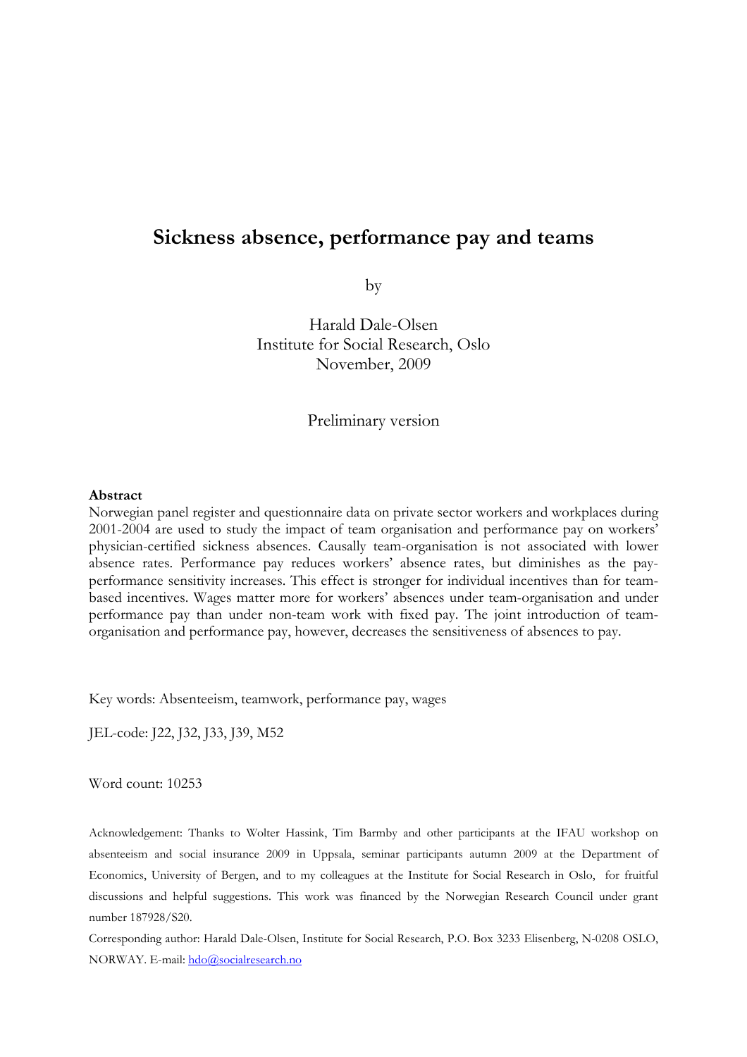# Sickness absence, performance pay and teams

by

Harald Dale-Olsen
Institute for Social Research, Oslo
November, 2009

Preliminary version

**Abstract**

Norwegian panel register and questionnaire data on private sector workers and workplaces during 2001-2004 are used to study the impact of team organisation and performance pay on workers' physician-certified sickness absences. Causally team-organisation is not associated with lower absence rates. Performance pay reduces workers' absence rates, but diminishes as the pay-performance sensitivity increases. This effect is stronger for individual incentives than for team-based incentives. Wages matter more for workers' absences under team-organisation and under performance pay than under non-team work with fixed pay. The joint introduction of team-organisation and performance pay, however, decreases the sensitiveness of absences to pay.

Key words: Absenteeism, teamwork, performance pay, wages

JEL-code: J22, J32, J33, J39, M52

Word count: 10253

Acknowledgement: Thanks to Wolter Hassink, Tim Barmby and other participants at the IFAU workshop on absenteeism and social insurance 2009 in Uppsala, seminar participants autumn 2009 at the Department of Economics, University of Bergen, and to my colleagues at the Institute for Social Research in Oslo, for fruitful discussions and helpful suggestions. This work was financed by the Norwegian Research Council under grant number 187928/S20.

Corresponding author: Harald Dale-Olsen, Institute for Social Research, P.O. Box 3233 Elisenberg, N-0208 OSLO, NORWAY. E-mail: hdo@socialresearch.no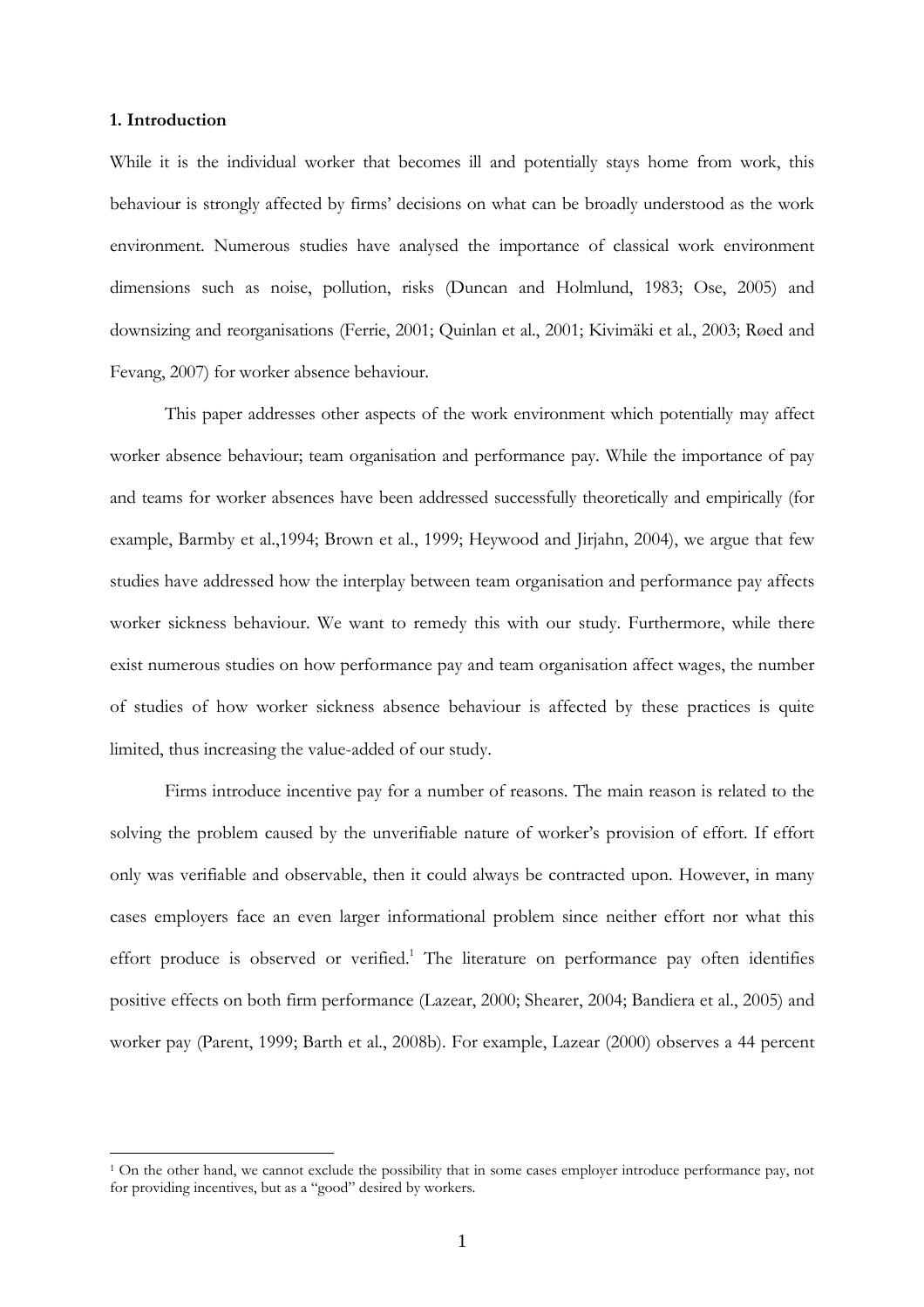## 1. Introduction

While it is the individual worker that becomes ill and potentially stays home from work, this behaviour is strongly affected by firms' decisions on what can be broadly understood as the work environment. Numerous studies have analysed the importance of classical work environment dimensions such as noise, pollution, risks (Duncan and Holmlund, 1983; Ose, 2005) and downsizing and reorganisations (Ferrie, 2001; Quinlan et al., 2001; Kivimäki et al., 2003; Røed and Fevang, 2007) for worker absence behaviour.

This paper addresses other aspects of the work environment which potentially may affect worker absence behaviour; team organisation and performance pay. While the importance of pay and teams for worker absences have been addressed successfully theoretically and empirically (for example, Barmby et al.,1994; Brown et al., 1999; Heywood and Jirjahn, 2004), we argue that few studies have addressed how the interplay between team organisation and performance pay affects worker sickness behaviour. We want to remedy this with our study. Furthermore, while there exist numerous studies on how performance pay and team organisation affect wages, the number of studies of how worker sickness absence behaviour is affected by these practices is quite limited, thus increasing the value-added of our study.

Firms introduce incentive pay for a number of reasons. The main reason is related to the solving the problem caused by the unverifiable nature of worker's provision of effort. If effort only was verifiable and observable, then it could always be contracted upon. However, in many cases employers face an even larger informational problem since neither effort nor what this effort produce is observed or verified.[1] The literature on performance pay often identifies positive effects on both firm performance (Lazear, 2000; Shearer, 2004; Bandiera et al., 2005) and worker pay (Parent, 1999; Barth et al., 2008b). For example, Lazear (2000) observes a 44 percent

[1] On the other hand, we cannot exclude the possibility that in some cases employer introduce performance pay, not for providing incentives, but as a "good" desired by workers.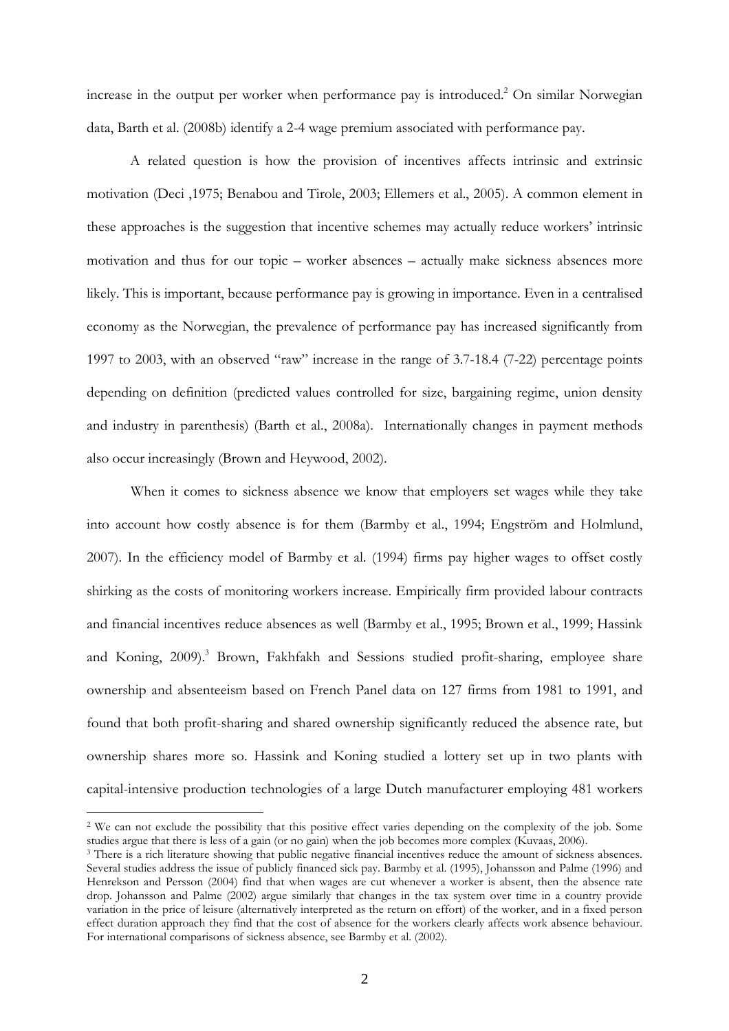increase in the output per worker when performance pay is introduced.[2] On similar Norwegian data, Barth et al. (2008b) identify a 2-4 wage premium associated with performance pay.

A related question is how the provision of incentives affects intrinsic and extrinsic motivation (Deci ,1975; Benabou and Tirole, 2003; Ellemers et al., 2005). A common element in these approaches is the suggestion that incentive schemes may actually reduce workers' intrinsic motivation and thus for our topic – worker absences – actually make sickness absences more likely. This is important, because performance pay is growing in importance. Even in a centralised economy as the Norwegian, the prevalence of performance pay has increased significantly from 1997 to 2003, with an observed "raw" increase in the range of 3.7-18.4 (7-22) percentage points depending on definition (predicted values controlled for size, bargaining regime, union density and industry in parenthesis) (Barth et al., 2008a). Internationally changes in payment methods also occur increasingly (Brown and Heywood, 2002).

When it comes to sickness absence we know that employers set wages while they take into account how costly absence is for them (Barmby et al., 1994; Engström and Holmlund, 2007). In the efficiency model of Barmby et al. (1994) firms pay higher wages to offset costly shirking as the costs of monitoring workers increase. Empirically firm provided labour contracts and financial incentives reduce absences as well (Barmby et al., 1995; Brown et al., 1999; Hassink and Koning, 2009).[3] Brown, Fakhfakh and Sessions studied profit-sharing, employee share ownership and absenteeism based on French Panel data on 127 firms from 1981 to 1991, and found that both profit-sharing and shared ownership significantly reduced the absence rate, but ownership shares more so. Hassink and Koning studied a lottery set up in two plants with capital-intensive production technologies of a large Dutch manufacturer employing 481 workers

[2] We can not exclude the possibility that this positive effect varies depending on the complexity of the job. Some studies argue that there is less of a gain (or no gain) when the job becomes more complex (Kuvaas, 2006).

[3] There is a rich literature showing that public negative financial incentives reduce the amount of sickness absences. Several studies address the issue of publicly financed sick pay. Barmby et al. (1995), Johansson and Palme (1996) and Henrekson and Persson (2004) find that when wages are cut whenever a worker is absent, then the absence rate drop. Johansson and Palme (2002) argue similarly that changes in the tax system over time in a country provide variation in the price of leisure (alternatively interpreted as the return on effort) of the worker, and in a fixed person effect duration approach they find that the cost of absence for the workers clearly affects work absence behaviour. For international comparisons of sickness absence, see Barmby et al. (2002).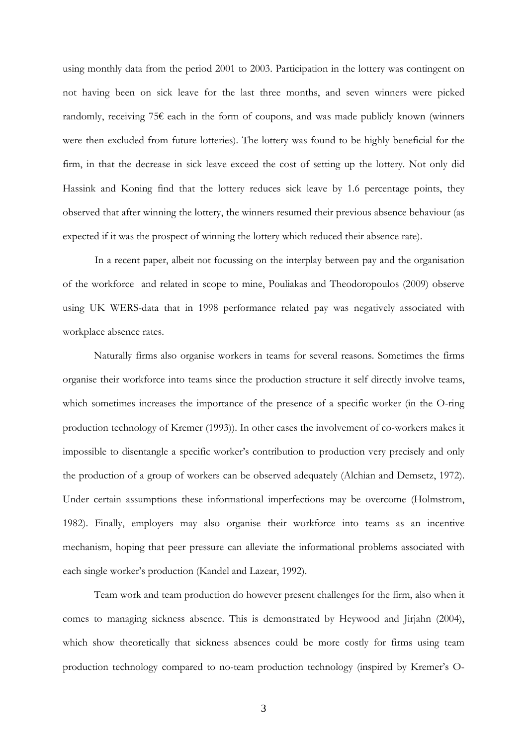using monthly data from the period 2001 to 2003. Participation in the lottery was contingent on not having been on sick leave for the last three months, and seven winners were picked randomly, receiving 75€ each in the form of coupons, and was made publicly known (winners were then excluded from future lotteries). The lottery was found to be highly beneficial for the firm, in that the decrease in sick leave exceed the cost of setting up the lottery. Not only did Hassink and Koning find that the lottery reduces sick leave by 1.6 percentage points, they observed that after winning the lottery, the winners resumed their previous absence behaviour (as expected if it was the prospect of winning the lottery which reduced their absence rate).

In a recent paper, albeit not focussing on the interplay between pay and the organisation of the workforce and related in scope to mine, Pouliakas and Theodoropoulos (2009) observe using UK WERS-data that in 1998 performance related pay was negatively associated with workplace absence rates.

Naturally firms also organise workers in teams for several reasons. Sometimes the firms organise their workforce into teams since the production structure it self directly involve teams, which sometimes increases the importance of the presence of a specific worker (in the O-ring production technology of Kremer (1993)). In other cases the involvement of co-workers makes it impossible to disentangle a specific worker's contribution to production very precisely and only the production of a group of workers can be observed adequately (Alchian and Demsetz, 1972). Under certain assumptions these informational imperfections may be overcome (Holmstrom, 1982). Finally, employers may also organise their workforce into teams as an incentive mechanism, hoping that peer pressure can alleviate the informational problems associated with each single worker's production (Kandel and Lazear, 1992).

Team work and team production do however present challenges for the firm, also when it comes to managing sickness absence. This is demonstrated by Heywood and Jirjahn (2004), which show theoretically that sickness absences could be more costly for firms using team production technology compared to no-team production technology (inspired by Kremer's O-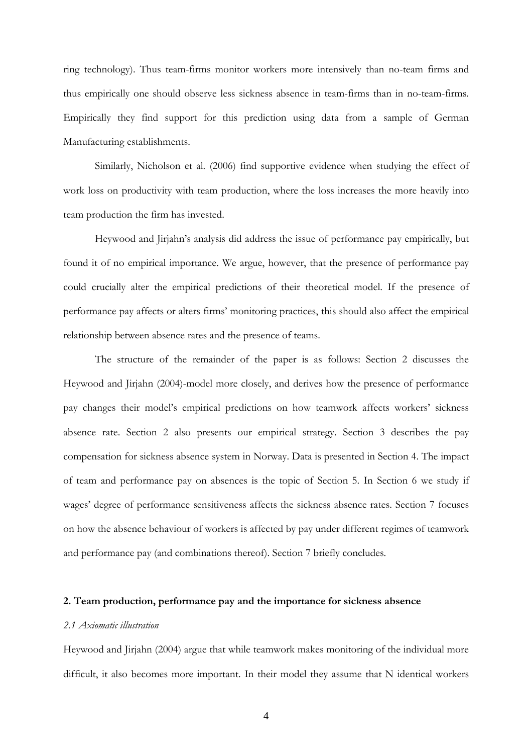ring technology). Thus team-firms monitor workers more intensively than no-team firms and thus empirically one should observe less sickness absence in team-firms than in no-team-firms. Empirically they find support for this prediction using data from a sample of German Manufacturing establishments.

Similarly, Nicholson et al. (2006) find supportive evidence when studying the effect of work loss on productivity with team production, where the loss increases the more heavily into team production the firm has invested.

Heywood and Jirjahn's analysis did address the issue of performance pay empirically, but found it of no empirical importance. We argue, however, that the presence of performance pay could crucially alter the empirical predictions of their theoretical model. If the presence of performance pay affects or alters firms' monitoring practices, this should also affect the empirical relationship between absence rates and the presence of teams.

The structure of the remainder of the paper is as follows: Section 2 discusses the Heywood and Jirjahn (2004)-model more closely, and derives how the presence of performance pay changes their model's empirical predictions on how teamwork affects workers' sickness absence rate. Section 2 also presents our empirical strategy. Section 3 describes the pay compensation for sickness absence system in Norway. Data is presented in Section 4. The impact of team and performance pay on absences is the topic of Section 5. In Section 6 we study if wages' degree of performance sensitiveness affects the sickness absence rates. Section 7 focuses on how the absence behaviour of workers is affected by pay under different regimes of teamwork and performance pay (and combinations thereof). Section 7 briefly concludes.

## 2. Team production, performance pay and the importance for sickness absence

### *2.1 Axiomatic illustration*

Heywood and Jirjahn (2004) argue that while teamwork makes monitoring of the individual more difficult, it also becomes more important. In their model they assume that N identical workers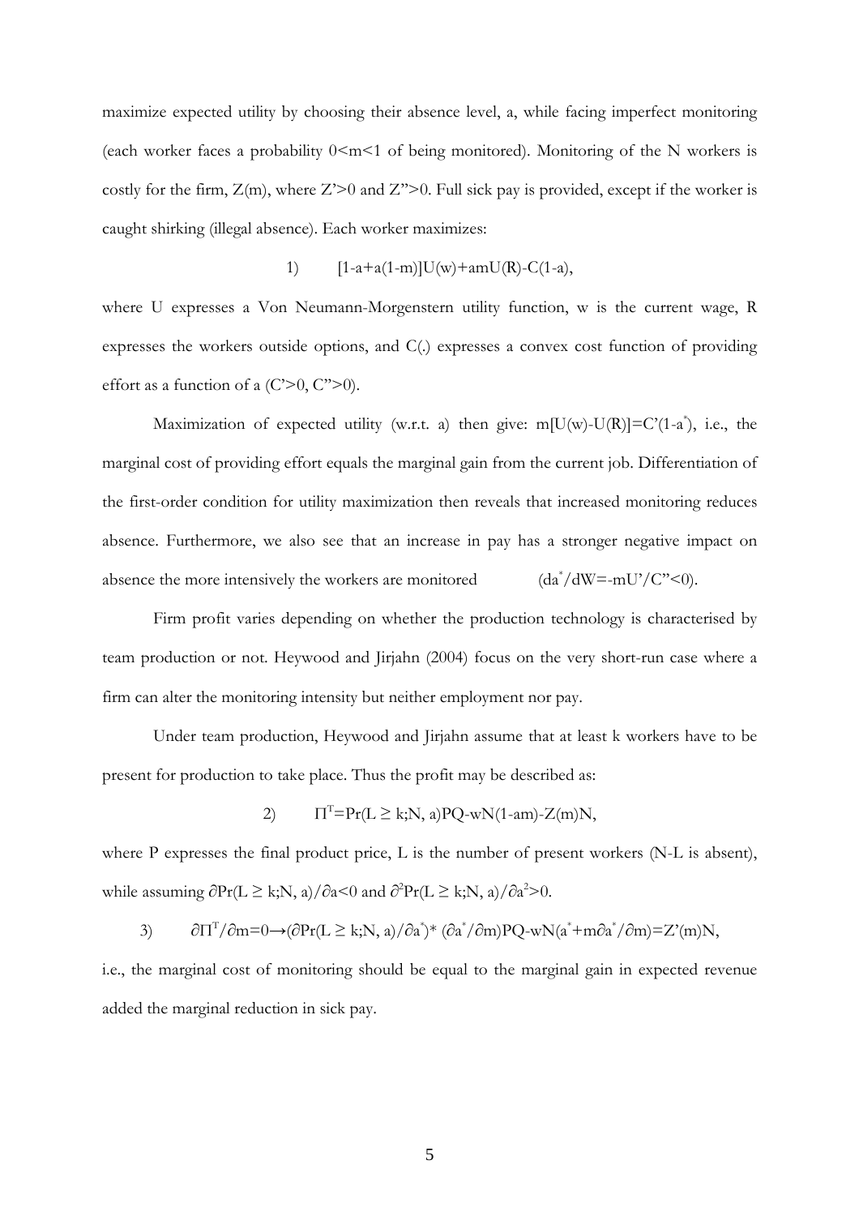maximize expected utility by choosing their absence level, a, while facing imperfect monitoring (each worker faces a probability $0<m<1$ of being monitored). Monitoring of the N workers is costly for the firm, $Z(m)$, where $Z'>0$ and $Z''>0$. Full sick pay is provided, except if the worker is caught shirking (illegal absence). Each worker maximizes:

$$1) \qquad [1-a+a(1-m)]U(w)+amU(R)-C(1-a),$$

where U expresses a Von Neumann-Morgenstern utility function, w is the current wage, R expresses the workers outside options, and C(.) expresses a convex cost function of providing effort as a function of a ($C'>0$, $C''>0$).

Maximization of expected utility (w.r.t. a) then give: $m[U(w)-U(R)]=C'(1-a^*)$, i.e., the marginal cost of providing effort equals the marginal gain from the current job. Differentiation of the first-order condition for utility maximization then reveals that increased monitoring reduces absence. Furthermore, we also see that an increase in pay has a stronger negative impact on absence the more intensively the workers are monitored $(da^*/dW=-mU'/C''<0)$.

Firm profit varies depending on whether the production technology is characterised by team production or not. Heywood and Jirjahn (2004) focus on the very short-run case where a firm can alter the monitoring intensity but neither employment nor pay.

Under team production, Heywood and Jirjahn assume that at least k workers have to be present for production to take place. Thus the profit may be described as:

$$2) \qquad \Pi^T=\Pr(L \geq k;N, a)PQ-wN(1-am)-Z(m)N,$$

where P expresses the final product price, L is the number of present workers (N-L is absent), while assuming $\partial \Pr(L \geq k;N, a)/\partial a<0$ and $\partial^2 \Pr(L \geq k;N, a)/\partial a^2>0$.

$$3) \qquad \partial\Pi^T/\partial m=0 \rightarrow (\partial \Pr(L \geq k;N, a)/\partial a^*)*(\partial a^*/\partial m)PQ-wN(a^*+m\partial a^*/\partial m)=Z'(m)N,$$

i.e., the marginal cost of monitoring should be equal to the marginal gain in expected revenue added the marginal reduction in sick pay.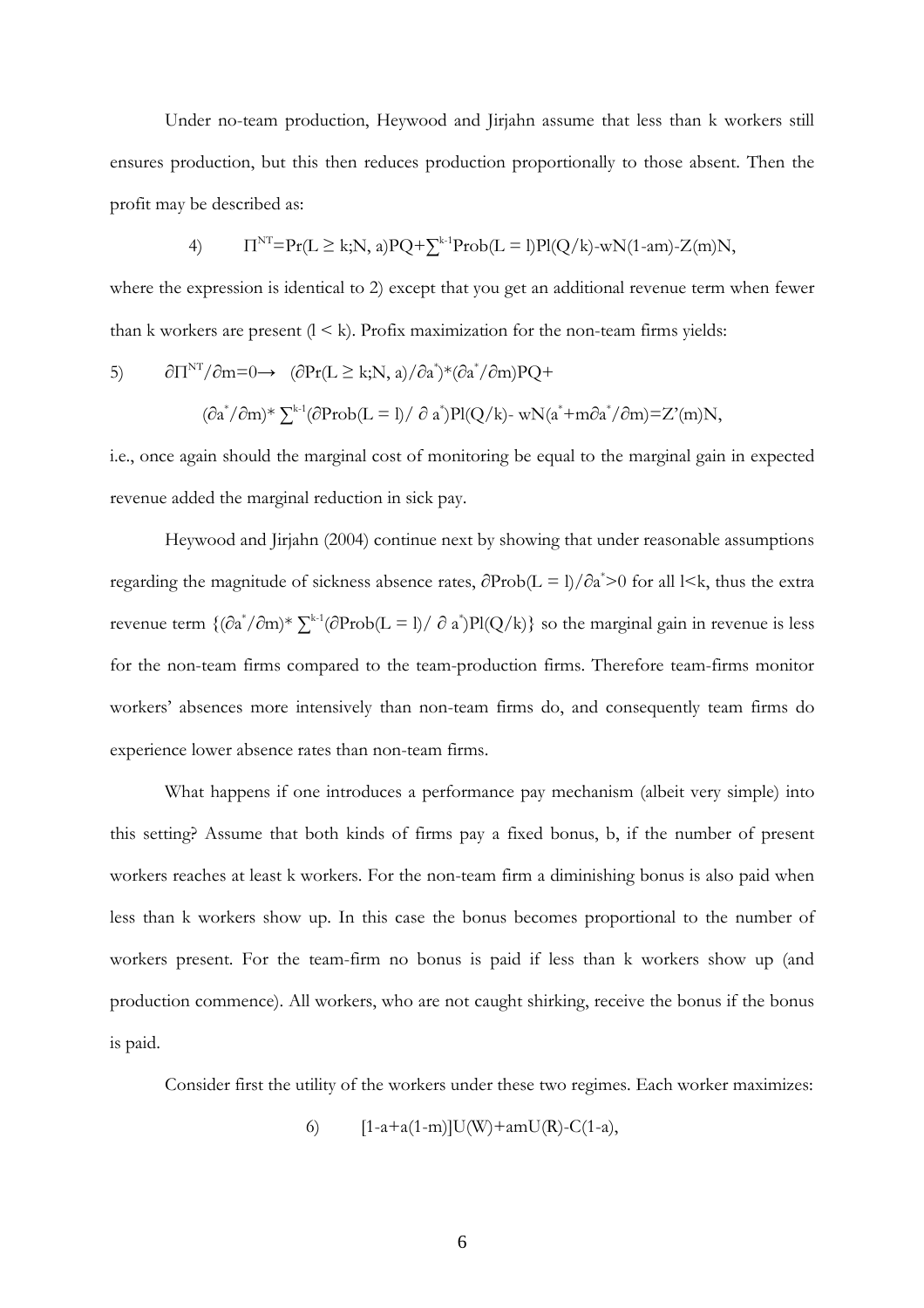Under no-team production, Heywood and Jirjahn assume that less than k workers still ensures production, but this then reduces production proportionally to those absent. Then the profit may be described as:

$$4) \qquad \Pi^{NT}=Pr(L \geq k;N, a)PQ+\sum^{k-1}Prob(L = l)Pl(Q/k)-wN(1-am)-Z(m)N,$$

where the expression is identical to 2) except that you get an additional revenue term when fewer than k workers are present ($l < k$). Profix maximization for the non-team firms yields:

$$5) \qquad \partial\Pi^{NT}/\partial m=0 \rightarrow \quad (\partial Pr(L \geq k;N, a)/\partial a^{*})*(\partial a^{*}/\partial m)PQ+$$

$$(\partial a^{*}/\partial m)* \sum^{k-1}(\partial Prob(L = l)/ \partial a^{*})Pl(Q/k)- wN(a^{*}+m\partial a^{*}/\partial m)=Z'(m)N,$$

i.e., once again should the marginal cost of monitoring be equal to the marginal gain in expected revenue added the marginal reduction in sick pay.

Heywood and Jirjahn (2004) continue next by showing that under reasonable assumptions regarding the magnitude of sickness absence rates, $\partial Prob(L = l)/\partial a^{*}>0$ for all $l<k$, thus the extra revenue term $\{(\partial a^{*}/\partial m)* \sum^{k-1}(\partial Prob(L = l)/ \partial a^{*})Pl(Q/k)\}$ so the marginal gain in revenue is less for the non-team firms compared to the team-production firms. Therefore team-firms monitor workers' absences more intensively than non-team firms do, and consequently team firms do experience lower absence rates than non-team firms.

What happens if one introduces a performance pay mechanism (albeit very simple) into this setting? Assume that both kinds of firms pay a fixed bonus, b, if the number of present workers reaches at least k workers. For the non-team firm a diminishing bonus is also paid when less than k workers show up. In this case the bonus becomes proportional to the number of workers present. For the team-firm no bonus is paid if less than k workers show up (and production commence). All workers, who are not caught shirking, receive the bonus if the bonus is paid.

Consider first the utility of the workers under these two regimes. Each worker maximizes:

$$6) \qquad [1-a+a(1-m)]U(W)+amU(R)-C(1-a),$$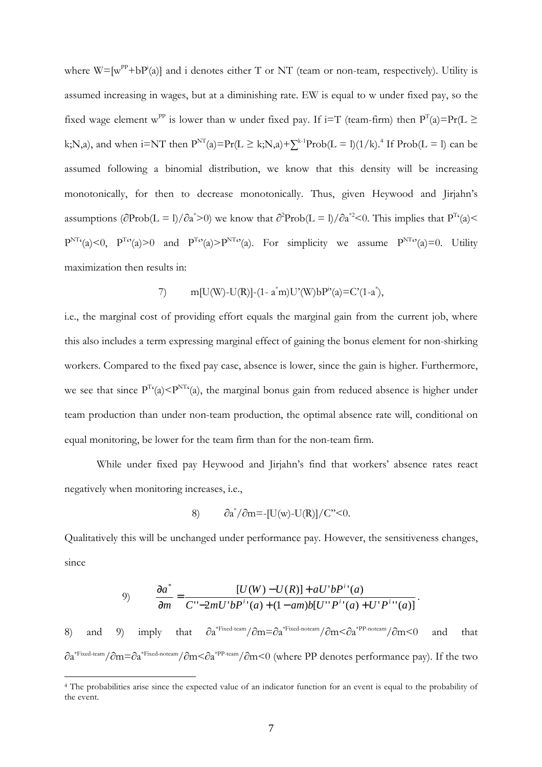where $W=[w^{PP}+bP^i(a)]$ and i denotes either T or NT (team or non-team, respectively). Utility is assumed increasing in wages, but at a diminishing rate. EW is equal to w under fixed pay, so the fixed wage element $w^{PP}$ is lower than w under fixed pay. If i=T (team-firm) then $P^T(a)=Pr(L \geq k;N,a)$, and when i=NT then $P^{NT}(a)=Pr(L \geq k;N,a)+\sum^{k-1}Prob(L = l)(1/k)$.[4] If $Prob(L = l)$ can be assumed following a binomial distribution, we know that this density will be increasing monotonically, for then to decrease monotonically. Thus, given Heywood and Jirjahn's assumptions ($\partial Prob(L = l)/\partial a^* > 0$) we know that $\partial^2 Prob(L = l)/\partial a^{*2} < 0$. This implies that $P^{T\prime}(a) < P^{NT\prime}(a) < 0$, $P^{T\prime\prime}(a) > 0$ and $P^{T\prime\prime}(a) > P^{NT\prime\prime}(a)$. For simplicity we assume $P^{NT\prime\prime}(a)=0$. Utility maximization then results in:

$$7) \qquad m[U(W)-U(R)]-(1-a^*m)U'(W)bP^{i\prime}(a)=C'(1-a^*),$$

i.e., the marginal cost of providing effort equals the marginal gain from the current job, where this also includes a term expressing marginal effect of gaining the bonus element for non-shirking workers. Compared to the fixed pay case, absence is lower, since the gain is higher. Furthermore, we see that since $P^{T\prime}(a) < P^{NT\prime}(a)$, the marginal bonus gain from reduced absence is higher under team production than under non-team production, the optimal absence rate will, conditional on equal monitoring, be lower for the team firm than for the non-team firm.

While under fixed pay Heywood and Jirjahn's find that workers' absence rates react negatively when monitoring increases, i.e.,

$$8) \qquad \partial a^*/\partial m=-[U(w)-U(R)]/C''<0.$$

Qualitatively this will be unchanged under performance pay. However, the sensitiveness changes, since

$$9) \qquad \frac{\partial a^*}{\partial m} = \frac{[U(W)-U(R)]+aU'bP^{i\prime}(a)}{C''-2mU'bP^{i\prime}(a)+(1-am)b[U''P^{i\prime}(a)+U'P^{i\prime\prime}(a)]}.$$

8) and 9) imply that $\partial a^{*\text{Fixed-team}}/\partial m=\partial a^{*\text{Fixed-noteam}}/\partial m<\partial a^{*\text{PP-noteam}}/\partial m<0$ and that $\partial a^{*\text{Fixed-team}}/\partial m=\partial a^{*\text{Fixed-noteam}}/\partial m<\partial a^{*\text{PP-team}}/\partial m<0$ (where PP denotes performance pay). If the two

[4] The probabilities arise since the expected value of an indicator function for an event is equal to the probability of the event.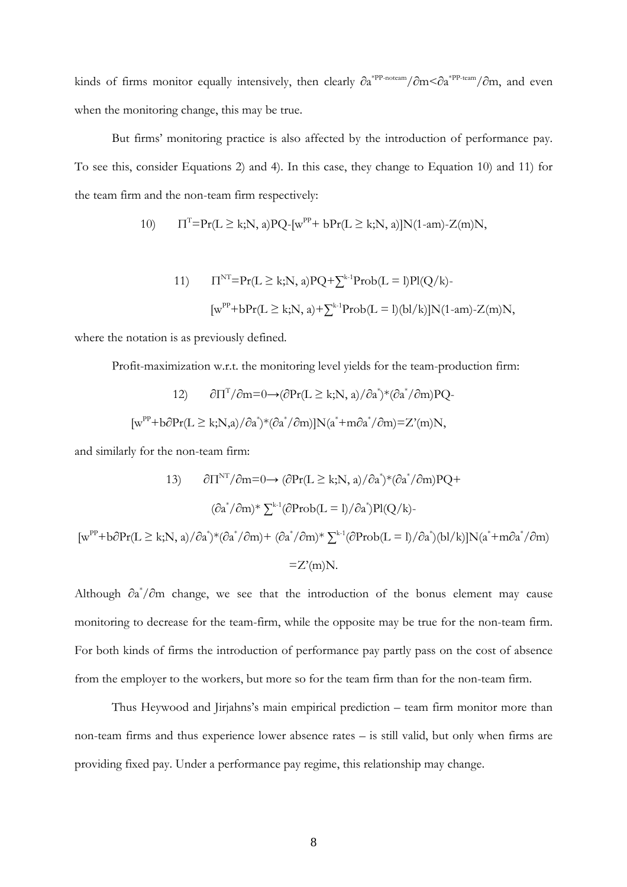kinds of firms monitor equally intensively, then clearly $\partial a^{*PP\text{-noteam}}/\partial m < \partial a^{*PP\text{-team}}/\partial m$, and even when the monitoring change, this may be true.

But firms' monitoring practice is also affected by the introduction of performance pay. To see this, consider Equations 2) and 4). In this case, they change to Equation 10) and 11) for the team firm and the non-team firm respectively:

$$\text{10)} \quad \Pi^T = \Pr(L \geq k; N, a)PQ - [w^{PP} + b\Pr(L \geq k; N, a)]N(1-am) - Z(m)N,$$

$$\text{11)} \quad \Pi^{NT} = \Pr(L \geq k; N, a)PQ + \sum^{k-1}\text{Prob}(L = l)Pl(Q/k) -$$
$$[w^{PP} + b\Pr(L \geq k; N, a) + \sum^{k-1}\text{Prob}(L = l)(bl/k)]N(1-am) - Z(m)N,$$

where the notation is as previously defined.

Profit-maximization w.r.t. the monitoring level yields for the team-production firm:

$$\text{12)} \quad \partial\Pi^T/\partial m = 0 \rightarrow (\partial\Pr(L \geq k; N, a)/\partial a^*) * (\partial a^*/\partial m)PQ -$$
$$[w^{PP} + b\partial\Pr(L \geq k; N, a)/\partial a^*) * (\partial a^*/\partial m)]N(a^* + m\partial a^*/\partial m) = Z'(m)N,$$

and similarly for the non-team firm:

$$\text{13)} \quad \partial\Pi^{NT}/\partial m = 0 \rightarrow (\partial\Pr(L \geq k; N, a)/\partial a^*) * (\partial a^*/\partial m)PQ +$$
$$(\partial a^*/\partial m) * \sum^{k-1}(\partial\text{Prob}(L = l)/\partial a^*)Pl(Q/k) -$$
$$[w^{PP} + b\partial\Pr(L \geq k; N, a)/\partial a^*) * (\partial a^*/\partial m) + (\partial a^*/\partial m) * \sum^{k-1}(\partial\text{Prob}(L = l)/\partial a^*)(bl/k)]N(a^* + m\partial a^*/\partial m)$$
$$= Z'(m)N.$$

Although $\partial a^*/\partial m$ change, we see that the introduction of the bonus element may cause monitoring to decrease for the team-firm, while the opposite may be true for the non-team firm. For both kinds of firms the introduction of performance pay partly pass on the cost of absence from the employer to the workers, but more so for the team firm than for the non-team firm.

Thus Heywood and Jirjahns's main empirical prediction – team firm monitor more than non-team firms and thus experience lower absence rates – is still valid, but only when firms are providing fixed pay. Under a performance pay regime, this relationship may change.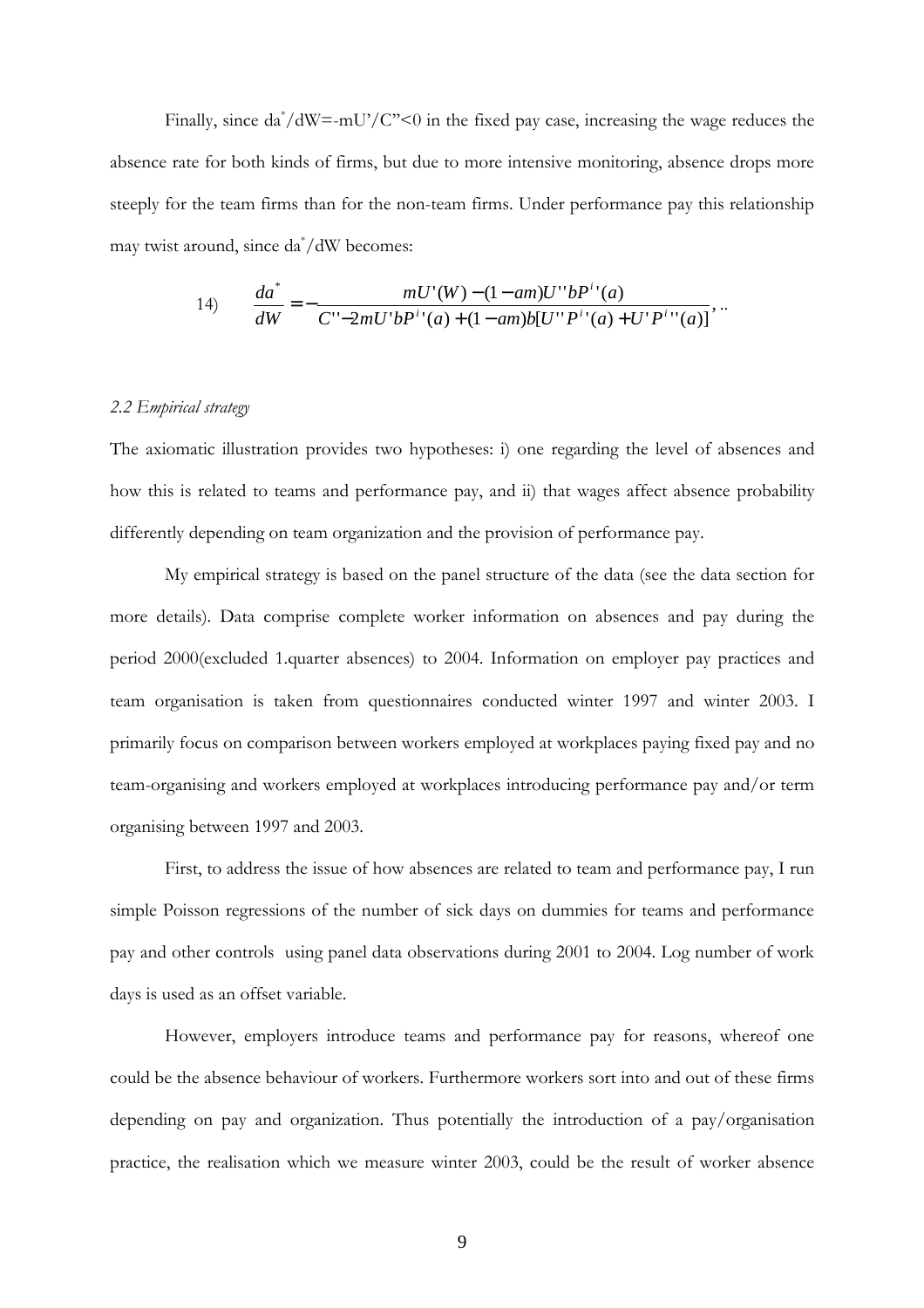Finally, since $da^*/dW=-mU'/C''<0$ in the fixed pay case, increasing the wage reduces the absence rate for both kinds of firms, but due to more intensive monitoring, absence drops more steeply for the team firms than for the non-team firms. Under performance pay this relationship may twist around, since $da^*/dW$ becomes:

$$14) \qquad \frac{da^*}{dW} = -\frac{mU'(W) - (1-am)U''bP^{i}{}'(a)}{C'' - 2mU'bP^{i}{}'(a) + (1-am)b[U''P^{i}{}'(a) + U'P^{i}{}''(a)]}, ..$$

*2.2 Empirical strategy*

The axiomatic illustration provides two hypotheses: i) one regarding the level of absences and how this is related to teams and performance pay, and ii) that wages affect absence probability differently depending on team organization and the provision of performance pay.

My empirical strategy is based on the panel structure of the data (see the data section for more details). Data comprise complete worker information on absences and pay during the period 2000(excluded 1.quarter absences) to 2004. Information on employer pay practices and team organisation is taken from questionnaires conducted winter 1997 and winter 2003. I primarily focus on comparison between workers employed at workplaces paying fixed pay and no team-organising and workers employed at workplaces introducing performance pay and/or term organising between 1997 and 2003.

First, to address the issue of how absences are related to team and performance pay, I run simple Poisson regressions of the number of sick days on dummies for teams and performance pay and other controls using panel data observations during 2001 to 2004. Log number of work days is used as an offset variable.

However, employers introduce teams and performance pay for reasons, whereof one could be the absence behaviour of workers. Furthermore workers sort into and out of these firms depending on pay and organization. Thus potentially the introduction of a pay/organisation practice, the realisation which we measure winter 2003, could be the result of worker absence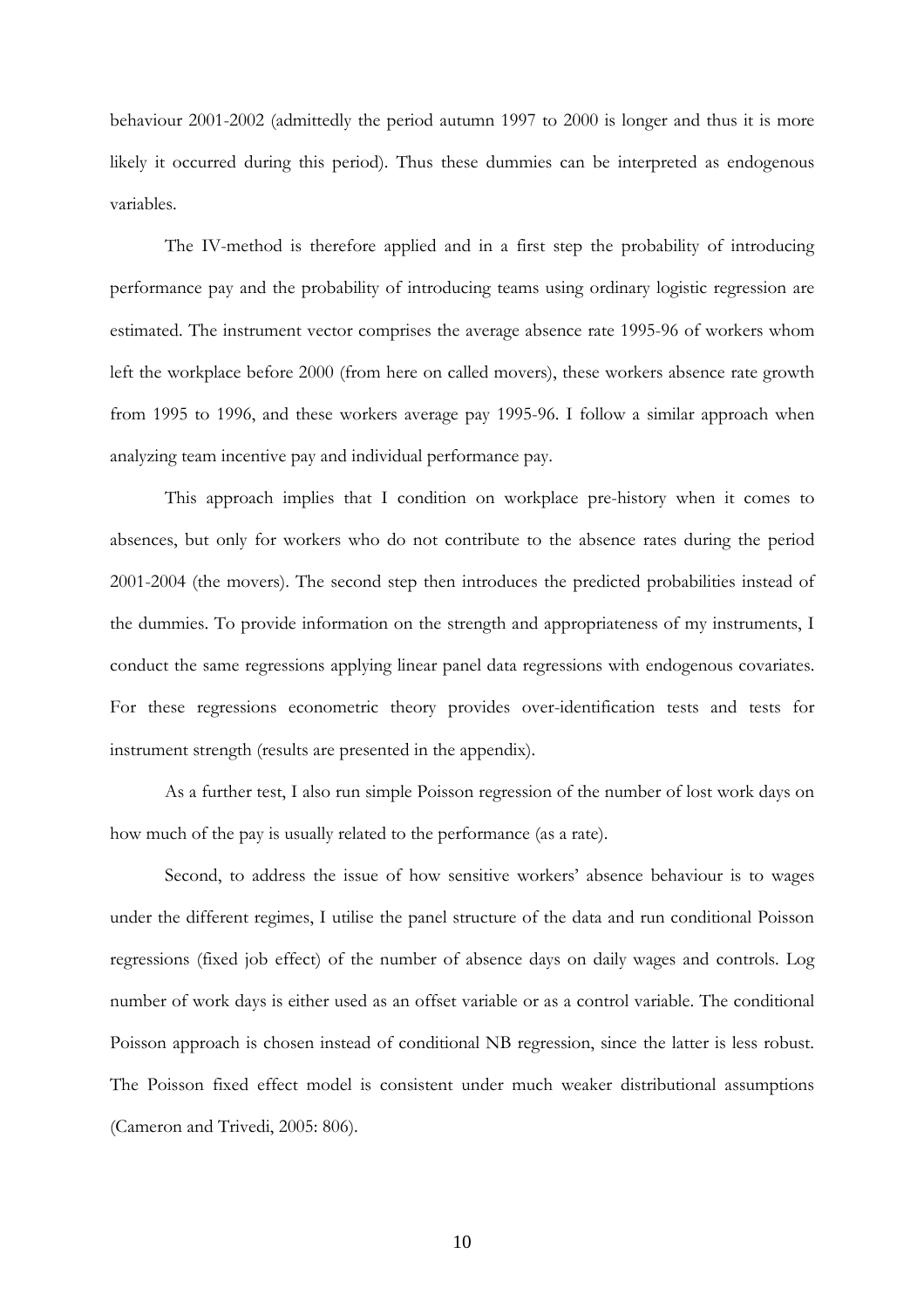behaviour 2001-2002 (admittedly the period autumn 1997 to 2000 is longer and thus it is more likely it occurred during this period). Thus these dummies can be interpreted as endogenous variables.

The IV-method is therefore applied and in a first step the probability of introducing performance pay and the probability of introducing teams using ordinary logistic regression are estimated. The instrument vector comprises the average absence rate 1995-96 of workers whom left the workplace before 2000 (from here on called movers), these workers absence rate growth from 1995 to 1996, and these workers average pay 1995-96. I follow a similar approach when analyzing team incentive pay and individual performance pay.

This approach implies that I condition on workplace pre-history when it comes to absences, but only for workers who do not contribute to the absence rates during the period 2001-2004 (the movers). The second step then introduces the predicted probabilities instead of the dummies. To provide information on the strength and appropriateness of my instruments, I conduct the same regressions applying linear panel data regressions with endogenous covariates. For these regressions econometric theory provides over-identification tests and tests for instrument strength (results are presented in the appendix).

As a further test, I also run simple Poisson regression of the number of lost work days on how much of the pay is usually related to the performance (as a rate).

Second, to address the issue of how sensitive workers' absence behaviour is to wages under the different regimes, I utilise the panel structure of the data and run conditional Poisson regressions (fixed job effect) of the number of absence days on daily wages and controls. Log number of work days is either used as an offset variable or as a control variable. The conditional Poisson approach is chosen instead of conditional NB regression, since the latter is less robust. The Poisson fixed effect model is consistent under much weaker distributional assumptions (Cameron and Trivedi, 2005: 806).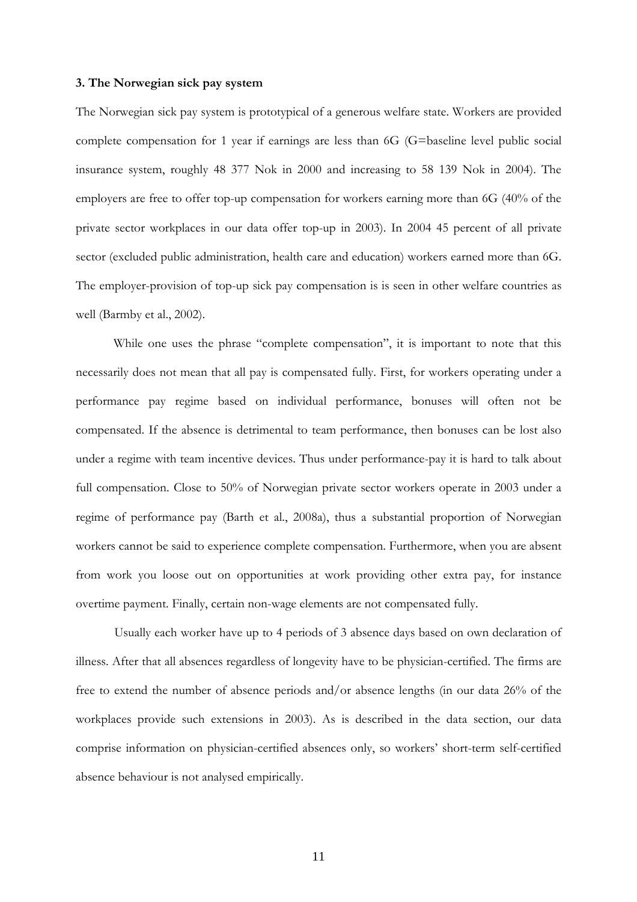### 3. The Norwegian sick pay system

The Norwegian sick pay system is prototypical of a generous welfare state. Workers are provided complete compensation for 1 year if earnings are less than 6G (G=baseline level public social insurance system, roughly 48 377 Nok in 2000 and increasing to 58 139 Nok in 2004). The employers are free to offer top-up compensation for workers earning more than 6G (40% of the private sector workplaces in our data offer top-up in 2003). In 2004 45 percent of all private sector (excluded public administration, health care and education) workers earned more than 6G. The employer-provision of top-up sick pay compensation is is seen in other welfare countries as well (Barmby et al., 2002).

While one uses the phrase "complete compensation", it is important to note that this necessarily does not mean that all pay is compensated fully. First, for workers operating under a performance pay regime based on individual performance, bonuses will often not be compensated. If the absence is detrimental to team performance, then bonuses can be lost also under a regime with team incentive devices. Thus under performance-pay it is hard to talk about full compensation. Close to 50% of Norwegian private sector workers operate in 2003 under a regime of performance pay (Barth et al., 2008a), thus a substantial proportion of Norwegian workers cannot be said to experience complete compensation. Furthermore, when you are absent from work you loose out on opportunities at work providing other extra pay, for instance overtime payment. Finally, certain non-wage elements are not compensated fully.

Usually each worker have up to 4 periods of 3 absence days based on own declaration of illness. After that all absences regardless of longevity have to be physician-certified. The firms are free to extend the number of absence periods and/or absence lengths (in our data 26% of the workplaces provide such extensions in 2003). As is described in the data section, our data comprise information on physician-certified absences only, so workers' short-term self-certified absence behaviour is not analysed empirically.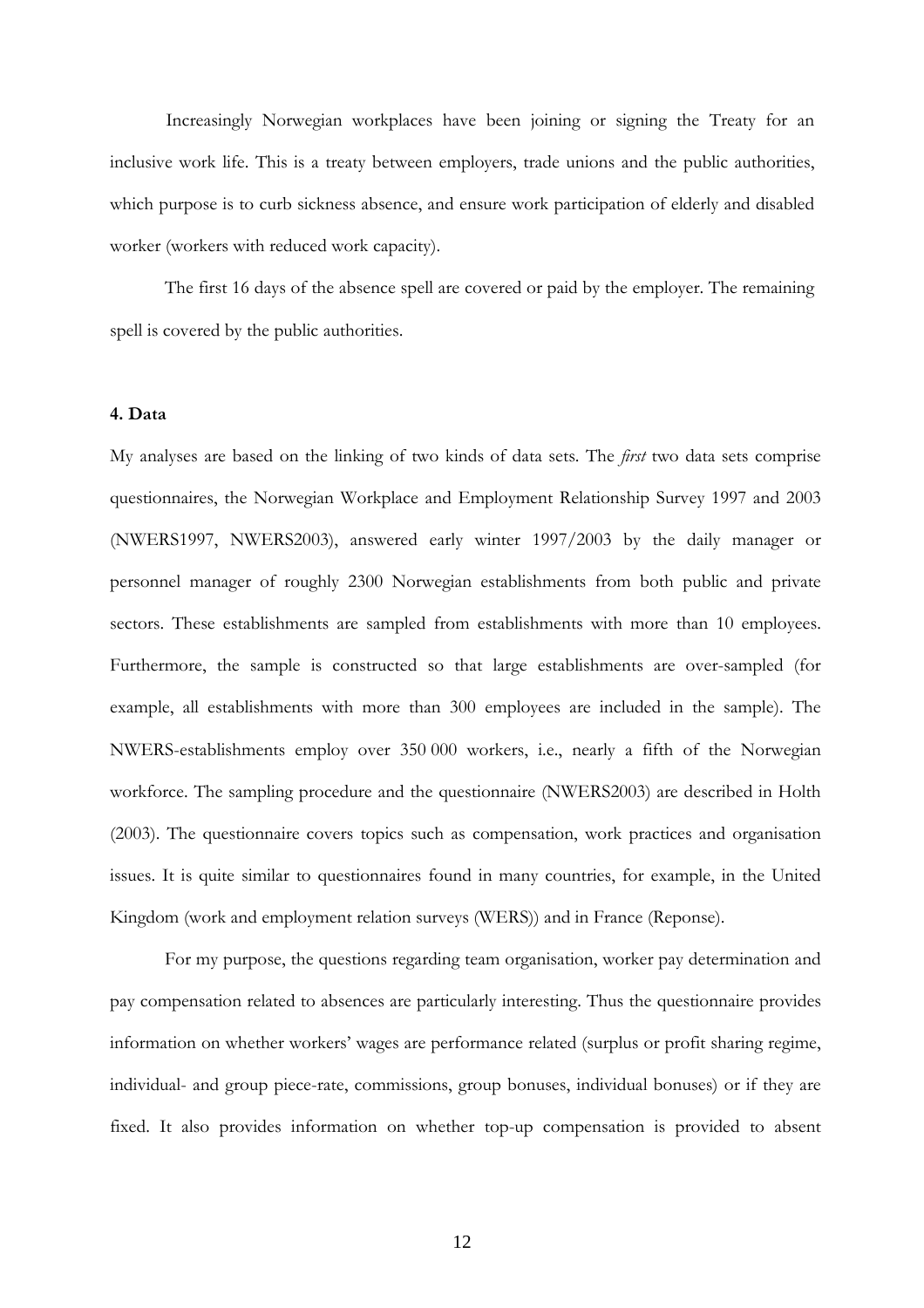Increasingly Norwegian workplaces have been joining or signing the Treaty for an inclusive work life. This is a treaty between employers, trade unions and the public authorities, which purpose is to curb sickness absence, and ensure work participation of elderly and disabled worker (workers with reduced work capacity).

The first 16 days of the absence spell are covered or paid by the employer. The remaining spell is covered by the public authorities.

## 4. Data

My analyses are based on the linking of two kinds of data sets. The *first* two data sets comprise questionnaires, the Norwegian Workplace and Employment Relationship Survey 1997 and 2003 (NWERS1997, NWERS2003), answered early winter 1997/2003 by the daily manager or personnel manager of roughly 2300 Norwegian establishments from both public and private sectors. These establishments are sampled from establishments with more than 10 employees. Furthermore, the sample is constructed so that large establishments are over-sampled (for example, all establishments with more than 300 employees are included in the sample). The NWERS-establishments employ over 350 000 workers, i.e., nearly a fifth of the Norwegian workforce. The sampling procedure and the questionnaire (NWERS2003) are described in Holth (2003). The questionnaire covers topics such as compensation, work practices and organisation issues. It is quite similar to questionnaires found in many countries, for example, in the United Kingdom (work and employment relation surveys (WERS)) and in France (Reponse).

For my purpose, the questions regarding team organisation, worker pay determination and pay compensation related to absences are particularly interesting. Thus the questionnaire provides information on whether workers' wages are performance related (surplus or profit sharing regime, individual- and group piece-rate, commissions, group bonuses, individual bonuses) or if they are fixed. It also provides information on whether top-up compensation is provided to absent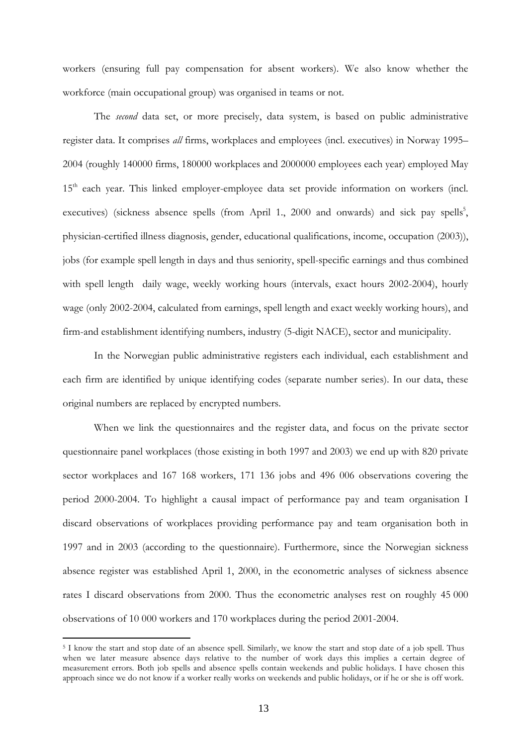workers (ensuring full pay compensation for absent workers). We also know whether the workforce (main occupational group) was organised in teams or not.

The *second* data set, or more precisely, data system, is based on public administrative register data. It comprises *all* firms, workplaces and employees (incl. executives) in Norway 1995–2004 (roughly 140000 firms, 180000 workplaces and 2000000 employees each year) employed May 15th each year. This linked employer-employee data set provide information on workers (incl. executives) (sickness absence spells (from April 1., 2000 and onwards) and sick pay spells[5], physician-certified illness diagnosis, gender, educational qualifications, income, occupation (2003)), jobs (for example spell length in days and thus seniority, spell-specific earnings and thus combined with spell length daily wage, weekly working hours (intervals, exact hours 2002-2004), hourly wage (only 2002-2004, calculated from earnings, spell length and exact weekly working hours), and firm-and establishment identifying numbers, industry (5-digit NACE), sector and municipality.

In the Norwegian public administrative registers each individual, each establishment and each firm are identified by unique identifying codes (separate number series). In our data, these original numbers are replaced by encrypted numbers.

When we link the questionnaires and the register data, and focus on the private sector questionnaire panel workplaces (those existing in both 1997 and 2003) we end up with 820 private sector workplaces and 167 168 workers, 171 136 jobs and 496 006 observations covering the period 2000-2004. To highlight a causal impact of performance pay and team organisation I discard observations of workplaces providing performance pay and team organisation both in 1997 and in 2003 (according to the questionnaire). Furthermore, since the Norwegian sickness absence register was established April 1, 2000, in the econometric analyses of sickness absence rates I discard observations from 2000. Thus the econometric analyses rest on roughly 45 000 observations of 10 000 workers and 170 workplaces during the period 2001-2004.

[5] I know the start and stop date of an absence spell. Similarly, we know the start and stop date of a job spell. Thus when we later measure absence days relative to the number of work days this implies a certain degree of measurement errors. Both job spells and absence spells contain weekends and public holidays. I have chosen this approach since we do not know if a worker really works on weekends and public holidays, or if he or she is off work.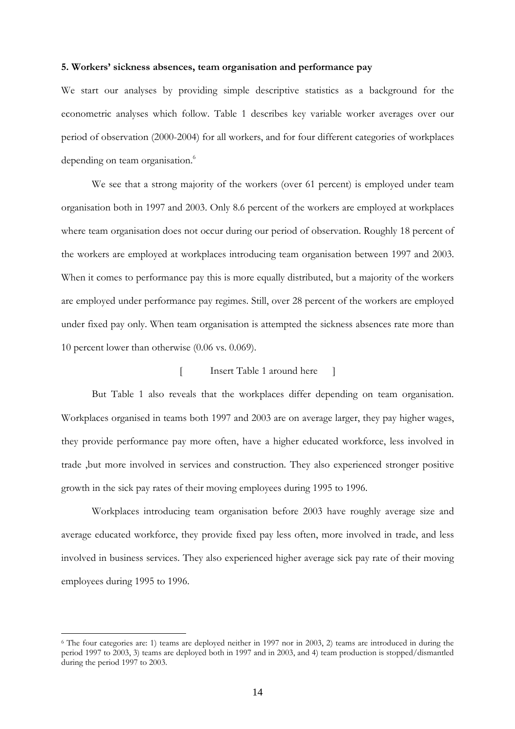### 5. Workers' sickness absences, team organisation and performance pay

We start our analyses by providing simple descriptive statistics as a background for the econometric analyses which follow. Table 1 describes key variable worker averages over our period of observation (2000-2004) for all workers, and for four different categories of workplaces depending on team organisation.[6]

We see that a strong majority of the workers (over 61 percent) is employed under team organisation both in 1997 and 2003. Only 8.6 percent of the workers are employed at workplaces where team organisation does not occur during our period of observation. Roughly 18 percent of the workers are employed at workplaces introducing team organisation between 1997 and 2003. When it comes to performance pay this is more equally distributed, but a majority of the workers are employed under performance pay regimes. Still, over 28 percent of the workers are employed under fixed pay only. When team organisation is attempted the sickness absences rate more than 10 percent lower than otherwise (0.06 vs. 0.069).

[ Insert Table 1 around here ]

But Table 1 also reveals that the workplaces differ depending on team organisation. Workplaces organised in teams both 1997 and 2003 are on average larger, they pay higher wages, they provide performance pay more often, have a higher educated workforce, less involved in trade ,but more involved in services and construction. They also experienced stronger positive growth in the sick pay rates of their moving employees during 1995 to 1996.

Workplaces introducing team organisation before 2003 have roughly average size and average educated workforce, they provide fixed pay less often, more involved in trade, and less involved in business services. They also experienced higher average sick pay rate of their moving employees during 1995 to 1996.

---

[6] The four categories are: 1) teams are deployed neither in 1997 nor in 2003, 2) teams are introduced in during the period 1997 to 2003, 3) teams are deployed both in 1997 and in 2003, and 4) team production is stopped/dismantled during the period 1997 to 2003.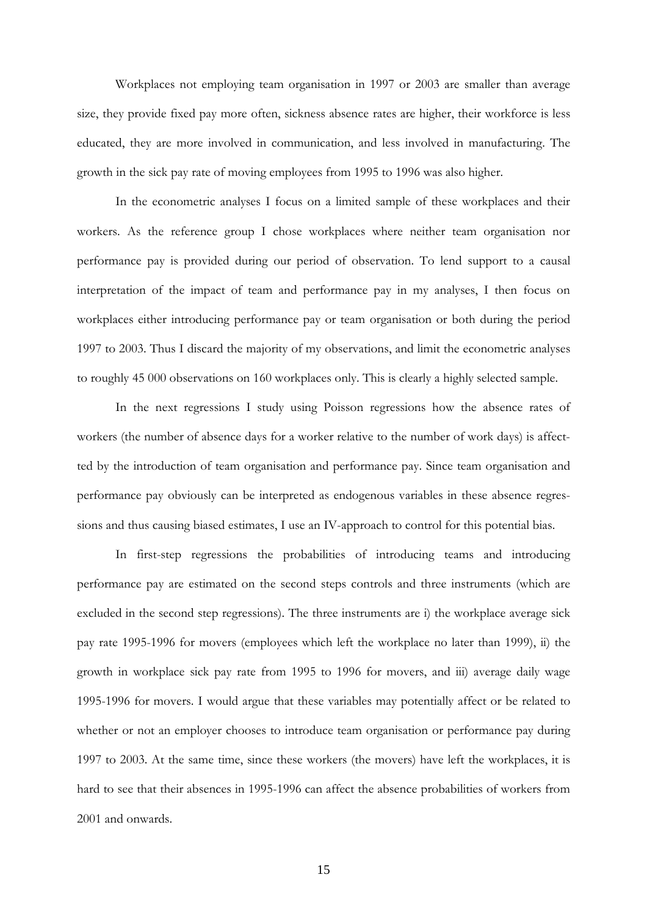Workplaces not employing team organisation in 1997 or 2003 are smaller than average size, they provide fixed pay more often, sickness absence rates are higher, their workforce is less educated, they are more involved in communication, and less involved in manufacturing. The growth in the sick pay rate of moving employees from 1995 to 1996 was also higher.

In the econometric analyses I focus on a limited sample of these workplaces and their workers. As the reference group I chose workplaces where neither team organisation nor performance pay is provided during our period of observation. To lend support to a causal interpretation of the impact of team and performance pay in my analyses, I then focus on workplaces either introducing performance pay or team organisation or both during the period 1997 to 2003. Thus I discard the majority of my observations, and limit the econometric analyses to roughly 45 000 observations on 160 workplaces only. This is clearly a highly selected sample.

In the next regressions I study using Poisson regressions how the absence rates of workers (the number of absence days for a worker relative to the number of work days) is affectted by the introduction of team organisation and performance pay. Since team organisation and performance pay obviously can be interpreted as endogenous variables in these absence regressions and thus causing biased estimates, I use an IV-approach to control for this potential bias.

In first-step regressions the probabilities of introducing teams and introducing performance pay are estimated on the second steps controls and three instruments (which are excluded in the second step regressions). The three instruments are i) the workplace average sick pay rate 1995-1996 for movers (employees which left the workplace no later than 1999), ii) the growth in workplace sick pay rate from 1995 to 1996 for movers, and iii) average daily wage 1995-1996 for movers. I would argue that these variables may potentially affect or be related to whether or not an employer chooses to introduce team organisation or performance pay during 1997 to 2003. At the same time, since these workers (the movers) have left the workplaces, it is hard to see that their absences in 1995-1996 can affect the absence probabilities of workers from 2001 and onwards.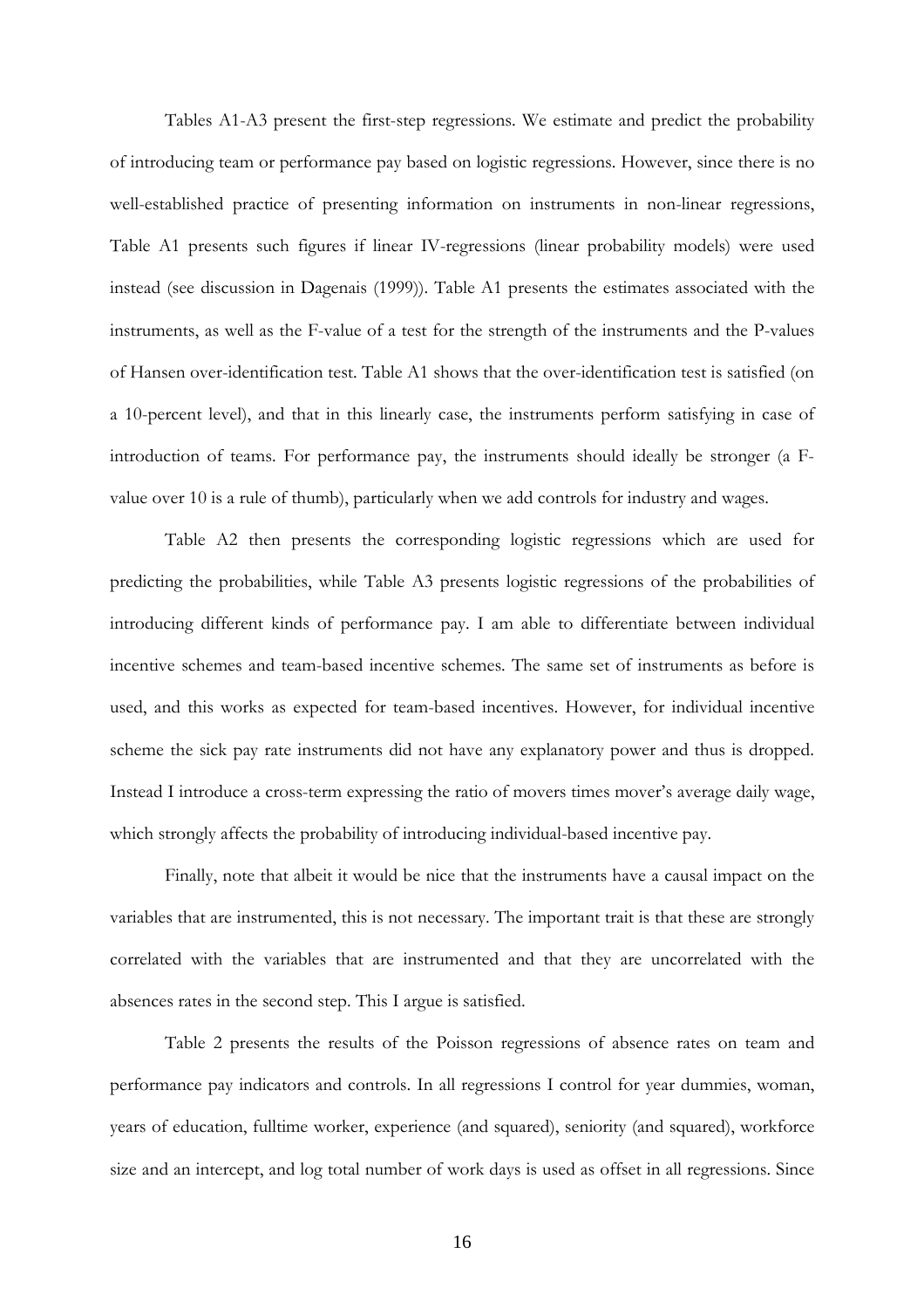Tables A1-A3 present the first-step regressions. We estimate and predict the probability of introducing team or performance pay based on logistic regressions. However, since there is no well-established practice of presenting information on instruments in non-linear regressions, Table A1 presents such figures if linear IV-regressions (linear probability models) were used instead (see discussion in Dagenais (1999)). Table A1 presents the estimates associated with the instruments, as well as the F-value of a test for the strength of the instruments and the P-values of Hansen over-identification test. Table A1 shows that the over-identification test is satisfied (on a 10-percent level), and that in this linearly case, the instruments perform satisfying in case of introduction of teams. For performance pay, the instruments should ideally be stronger (a F-value over 10 is a rule of thumb), particularly when we add controls for industry and wages.

Table A2 then presents the corresponding logistic regressions which are used for predicting the probabilities, while Table A3 presents logistic regressions of the probabilities of introducing different kinds of performance pay. I am able to differentiate between individual incentive schemes and team-based incentive schemes. The same set of instruments as before is used, and this works as expected for team-based incentives. However, for individual incentive scheme the sick pay rate instruments did not have any explanatory power and thus is dropped. Instead I introduce a cross-term expressing the ratio of movers times mover's average daily wage, which strongly affects the probability of introducing individual-based incentive pay.

Finally, note that albeit it would be nice that the instruments have a causal impact on the variables that are instrumented, this is not necessary. The important trait is that these are strongly correlated with the variables that are instrumented and that they are uncorrelated with the absences rates in the second step. This I argue is satisfied.

Table 2 presents the results of the Poisson regressions of absence rates on team and performance pay indicators and controls. In all regressions I control for year dummies, woman, years of education, fulltime worker, experience (and squared), seniority (and squared), workforce size and an intercept, and log total number of work days is used as offset in all regressions. Since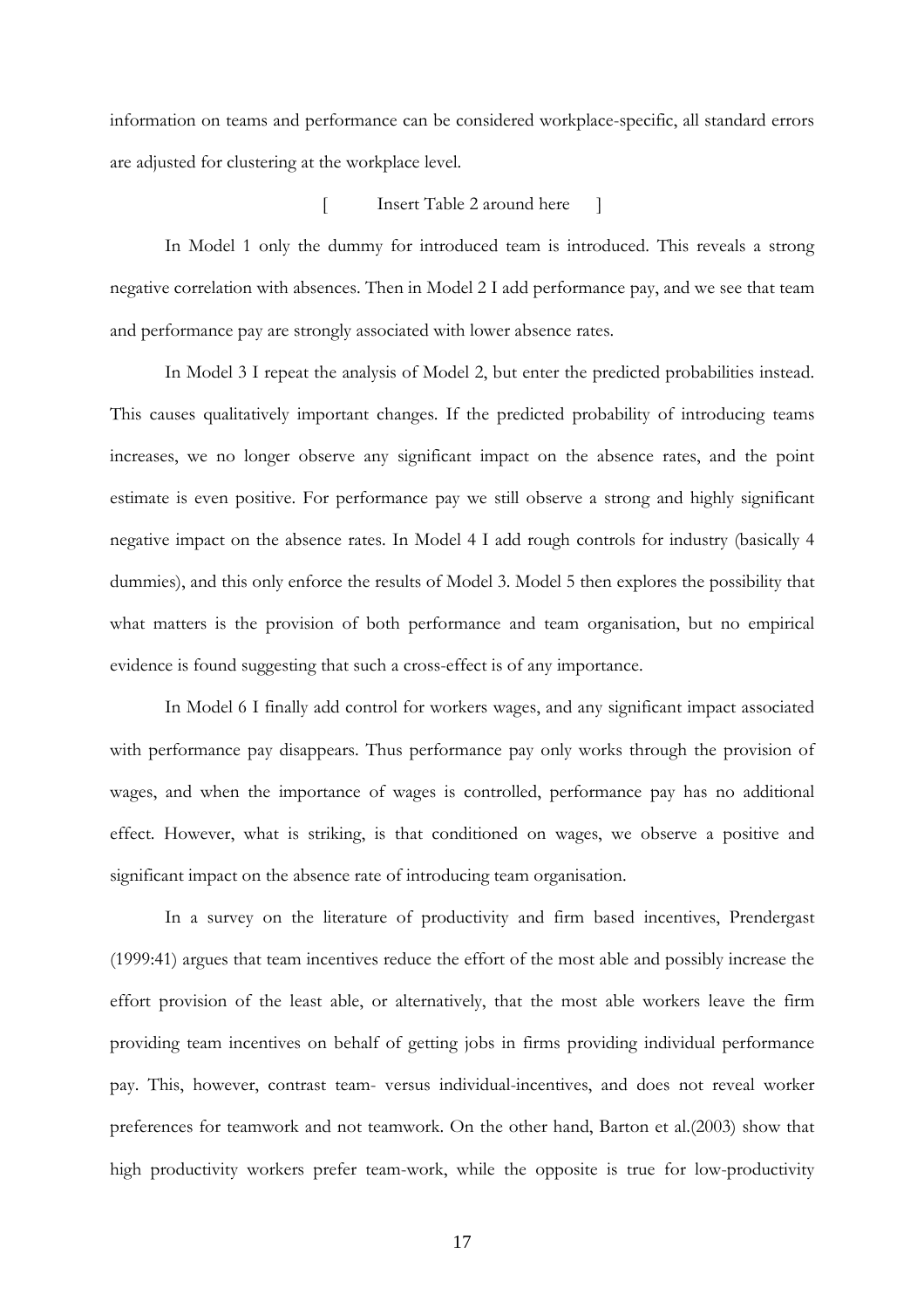information on teams and performance can be considered workplace-specific, all standard errors are adjusted for clustering at the workplace level.

[ Insert Table 2 around here ]

In Model 1 only the dummy for introduced team is introduced. This reveals a strong negative correlation with absences. Then in Model 2 I add performance pay, and we see that team and performance pay are strongly associated with lower absence rates.

In Model 3 I repeat the analysis of Model 2, but enter the predicted probabilities instead. This causes qualitatively important changes. If the predicted probability of introducing teams increases, we no longer observe any significant impact on the absence rates, and the point estimate is even positive. For performance pay we still observe a strong and highly significant negative impact on the absence rates. In Model 4 I add rough controls for industry (basically 4 dummies), and this only enforce the results of Model 3. Model 5 then explores the possibility that what matters is the provision of both performance and team organisation, but no empirical evidence is found suggesting that such a cross-effect is of any importance.

In Model 6 I finally add control for workers wages, and any significant impact associated with performance pay disappears. Thus performance pay only works through the provision of wages, and when the importance of wages is controlled, performance pay has no additional effect. However, what is striking, is that conditioned on wages, we observe a positive and significant impact on the absence rate of introducing team organisation.

In a survey on the literature of productivity and firm based incentives, Prendergast (1999:41) argues that team incentives reduce the effort of the most able and possibly increase the effort provision of the least able, or alternatively, that the most able workers leave the firm providing team incentives on behalf of getting jobs in firms providing individual performance pay. This, however, contrast team- versus individual-incentives, and does not reveal worker preferences for teamwork and not teamwork. On the other hand, Barton et al.(2003) show that high productivity workers prefer team-work, while the opposite is true for low-productivity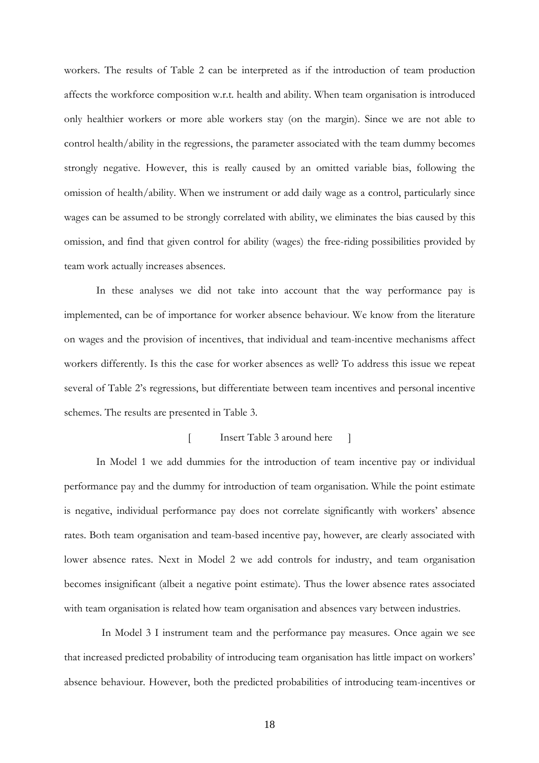workers. The results of Table 2 can be interpreted as if the introduction of team production affects the workforce composition w.r.t. health and ability. When team organisation is introduced only healthier workers or more able workers stay (on the margin). Since we are not able to control health/ability in the regressions, the parameter associated with the team dummy becomes strongly negative. However, this is really caused by an omitted variable bias, following the omission of health/ability. When we instrument or add daily wage as a control, particularly since wages can be assumed to be strongly correlated with ability, we eliminates the bias caused by this omission, and find that given control for ability (wages) the free-riding possibilities provided by team work actually increases absences.

In these analyses we did not take into account that the way performance pay is implemented, can be of importance for worker absence behaviour. We know from the literature on wages and the provision of incentives, that individual and team-incentive mechanisms affect workers differently. Is this the case for worker absences as well? To address this issue we repeat several of Table 2's regressions, but differentiate between team incentives and personal incentive schemes. The results are presented in Table 3.

[ Insert Table 3 around here ]

In Model 1 we add dummies for the introduction of team incentive pay or individual performance pay and the dummy for introduction of team organisation. While the point estimate is negative, individual performance pay does not correlate significantly with workers' absence rates. Both team organisation and team-based incentive pay, however, are clearly associated with lower absence rates. Next in Model 2 we add controls for industry, and team organisation becomes insignificant (albeit a negative point estimate). Thus the lower absence rates associated with team organisation is related how team organisation and absences vary between industries.

In Model 3 I instrument team and the performance pay measures. Once again we see that increased predicted probability of introducing team organisation has little impact on workers' absence behaviour. However, both the predicted probabilities of introducing team-incentives or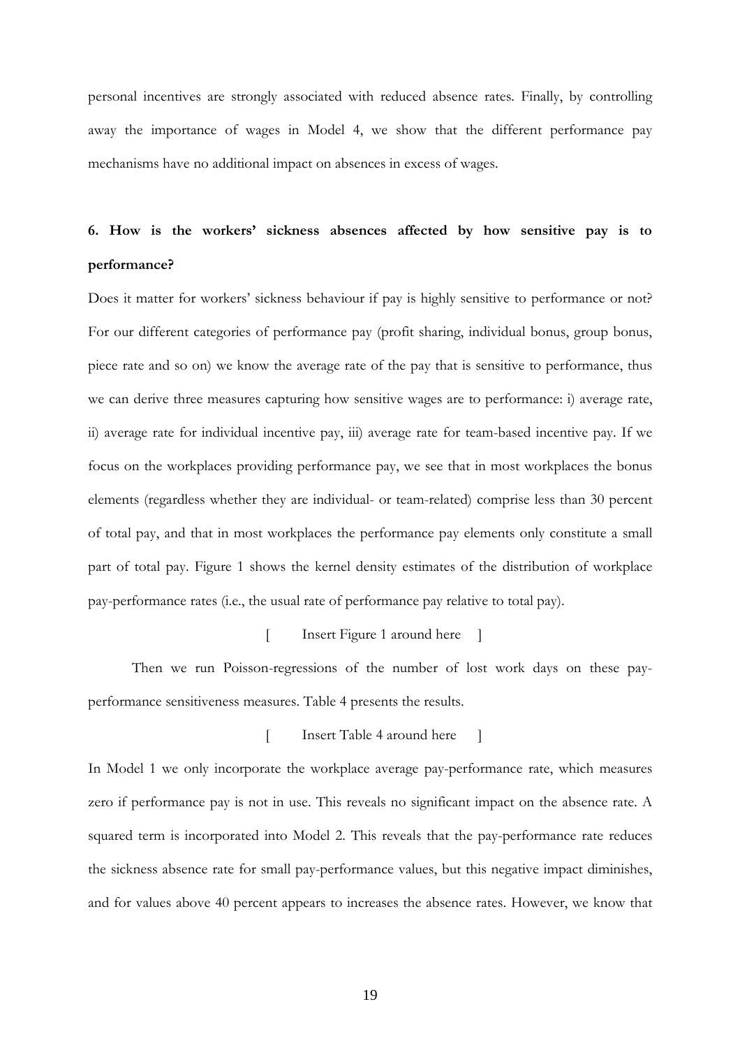personal incentives are strongly associated with reduced absence rates. Finally, by controlling away the importance of wages in Model 4, we show that the different performance pay mechanisms have no additional impact on absences in excess of wages.

## 6. How is the workers' sickness absences affected by how sensitive pay is to performance?

Does it matter for workers' sickness behaviour if pay is highly sensitive to performance or not? For our different categories of performance pay (profit sharing, individual bonus, group bonus, piece rate and so on) we know the average rate of the pay that is sensitive to performance, thus we can derive three measures capturing how sensitive wages are to performance: i) average rate, ii) average rate for individual incentive pay, iii) average rate for team-based incentive pay. If we focus on the workplaces providing performance pay, we see that in most workplaces the bonus elements (regardless whether they are individual- or team-related) comprise less than 30 percent of total pay, and that in most workplaces the performance pay elements only constitute a small part of total pay. Figure 1 shows the kernel density estimates of the distribution of workplace pay-performance rates (i.e., the usual rate of performance pay relative to total pay).

[ Insert Figure 1 around here ]

Then we run Poisson-regressions of the number of lost work days on these pay-performance sensitiveness measures. Table 4 presents the results.

[ Insert Table 4 around here ]

In Model 1 we only incorporate the workplace average pay-performance rate, which measures zero if performance pay is not in use. This reveals no significant impact on the absence rate. A squared term is incorporated into Model 2. This reveals that the pay-performance rate reduces the sickness absence rate for small pay-performance values, but this negative impact diminishes, and for values above 40 percent appears to increases the absence rates. However, we know that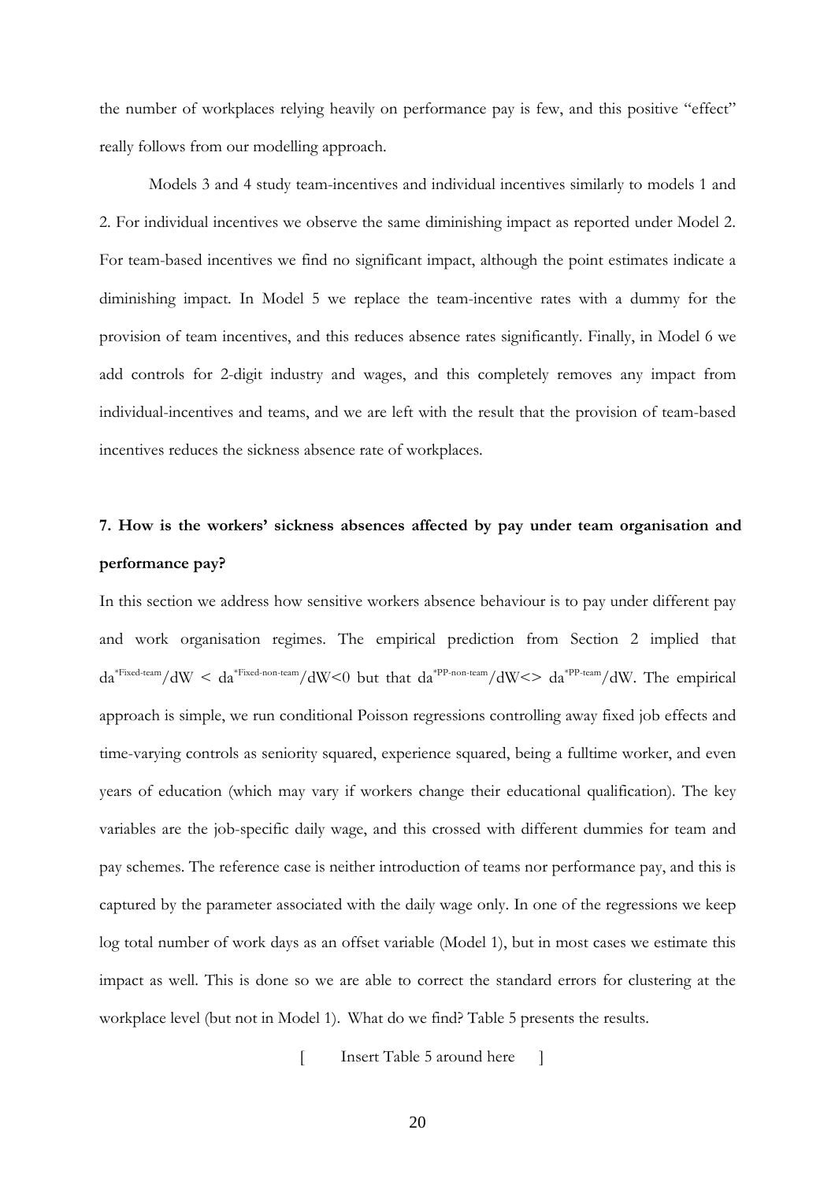the number of workplaces relying heavily on performance pay is few, and this positive "effect" really follows from our modelling approach.

Models 3 and 4 study team-incentives and individual incentives similarly to models 1 and 2. For individual incentives we observe the same diminishing impact as reported under Model 2. For team-based incentives we find no significant impact, although the point estimates indicate a diminishing impact. In Model 5 we replace the team-incentive rates with a dummy for the provision of team incentives, and this reduces absence rates significantly. Finally, in Model 6 we add controls for 2-digit industry and wages, and this completely removes any impact from individual-incentives and teams, and we are left with the result that the provision of team-based incentives reduces the sickness absence rate of workplaces.

## 7. How is the workers' sickness absences affected by pay under team organisation and performance pay?

In this section we address how sensitive workers absence behaviour is to pay under different pay and work organisation regimes. The empirical prediction from Section 2 implied that $da^{*\text{Fixed-team}}/dW < da^{*\text{Fixed-non-team}}/dW<0$ but that $da^{*\text{PP-non-team}}/dW<> da^{*\text{PP-team}}/dW$. The empirical approach is simple, we run conditional Poisson regressions controlling away fixed job effects and time-varying controls as seniority squared, experience squared, being a fulltime worker, and even years of education (which may vary if workers change their educational qualification). The key variables are the job-specific daily wage, and this crossed with different dummies for team and pay schemes. The reference case is neither introduction of teams nor performance pay, and this is captured by the parameter associated with the daily wage only. In one of the regressions we keep log total number of work days as an offset variable (Model 1), but in most cases we estimate this impact as well. This is done so we are able to correct the standard errors for clustering at the workplace level (but not in Model 1). What do we find? Table 5 presents the results.

[ Insert Table 5 around here ]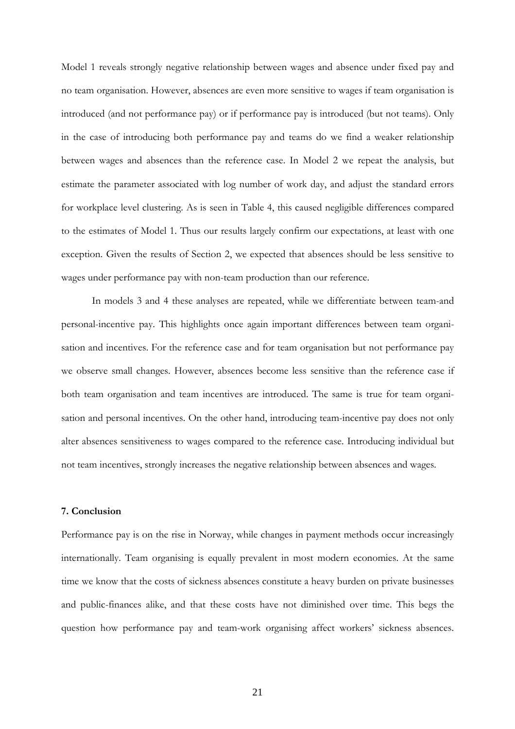Model 1 reveals strongly negative relationship between wages and absence under fixed pay and no team organisation. However, absences are even more sensitive to wages if team organisation is introduced (and not performance pay) or if performance pay is introduced (but not teams). Only in the case of introducing both performance pay and teams do we find a weaker relationship between wages and absences than the reference case. In Model 2 we repeat the analysis, but estimate the parameter associated with log number of work day, and adjust the standard errors for workplace level clustering. As is seen in Table 4, this caused negligible differences compared to the estimates of Model 1. Thus our results largely confirm our expectations, at least with one exception. Given the results of Section 2, we expected that absences should be less sensitive to wages under performance pay with non-team production than our reference.

In models 3 and 4 these analyses are repeated, while we differentiate between team-and personal-incentive pay. This highlights once again important differences between team organisation and incentives. For the reference case and for team organisation but not performance pay we observe small changes. However, absences become less sensitive than the reference case if both team organisation and team incentives are introduced. The same is true for team organisation and personal incentives. On the other hand, introducing team-incentive pay does not only alter absences sensitiveness to wages compared to the reference case. Introducing individual but not team incentives, strongly increases the negative relationship between absences and wages.

### 7. Conclusion

Performance pay is on the rise in Norway, while changes in payment methods occur increasingly internationally. Team organising is equally prevalent in most modern economies. At the same time we know that the costs of sickness absences constitute a heavy burden on private businesses and public-finances alike, and that these costs have not diminished over time. This begs the question how performance pay and team-work organising affect workers' sickness absences.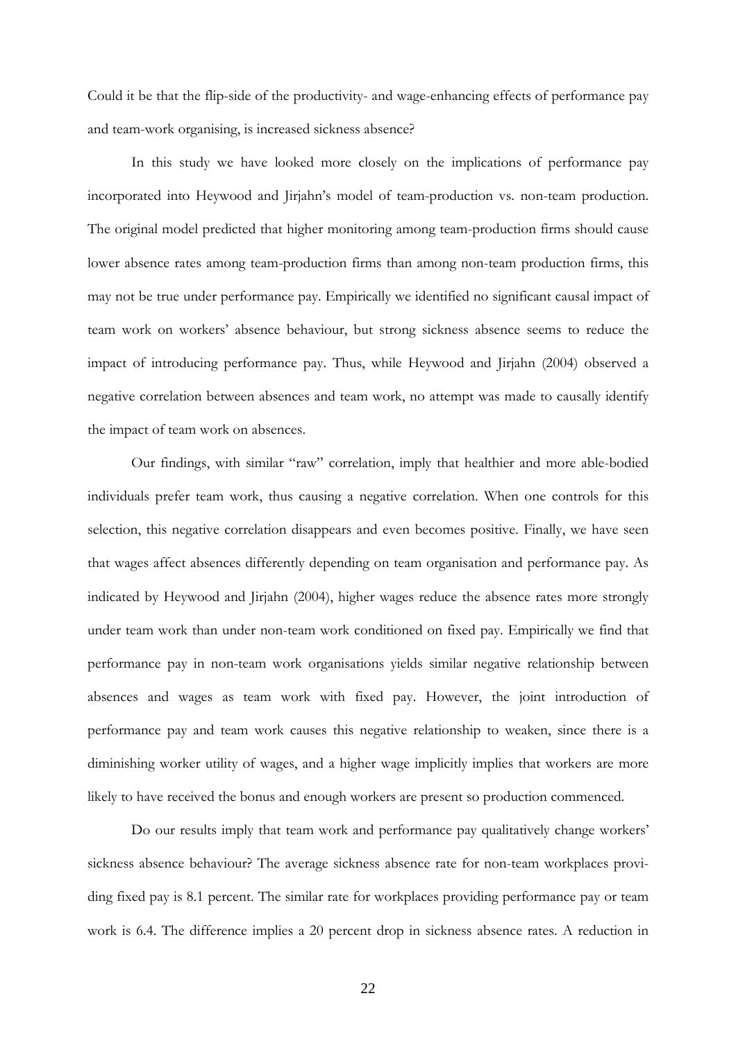Could it be that the flip-side of the productivity- and wage-enhancing effects of performance pay and team-work organising, is increased sickness absence?

In this study we have looked more closely on the implications of performance pay incorporated into Heywood and Jirjahn's model of team-production vs. non-team production. The original model predicted that higher monitoring among team-production firms should cause lower absence rates among team-production firms than among non-team production firms, this may not be true under performance pay. Empirically we identified no significant causal impact of team work on workers' absence behaviour, but strong sickness absence seems to reduce the impact of introducing performance pay. Thus, while Heywood and Jirjahn (2004) observed a negative correlation between absences and team work, no attempt was made to causally identify the impact of team work on absences.

Our findings, with similar "raw" correlation, imply that healthier and more able-bodied individuals prefer team work, thus causing a negative correlation. When one controls for this selection, this negative correlation disappears and even becomes positive. Finally, we have seen that wages affect absences differently depending on team organisation and performance pay. As indicated by Heywood and Jirjahn (2004), higher wages reduce the absence rates more strongly under team work than under non-team work conditioned on fixed pay. Empirically we find that performance pay in non-team work organisations yields similar negative relationship between absences and wages as team work with fixed pay. However, the joint introduction of performance pay and team work causes this negative relationship to weaken, since there is a diminishing worker utility of wages, and a higher wage implicitly implies that workers are more likely to have received the bonus and enough workers are present so production commenced.

Do our results imply that team work and performance pay qualitatively change workers' sickness absence behaviour? The average sickness absence rate for non-team workplaces providing fixed pay is 8.1 percent. The similar rate for workplaces providing performance pay or team work is 6.4. The difference implies a 20 percent drop in sickness absence rates. A reduction in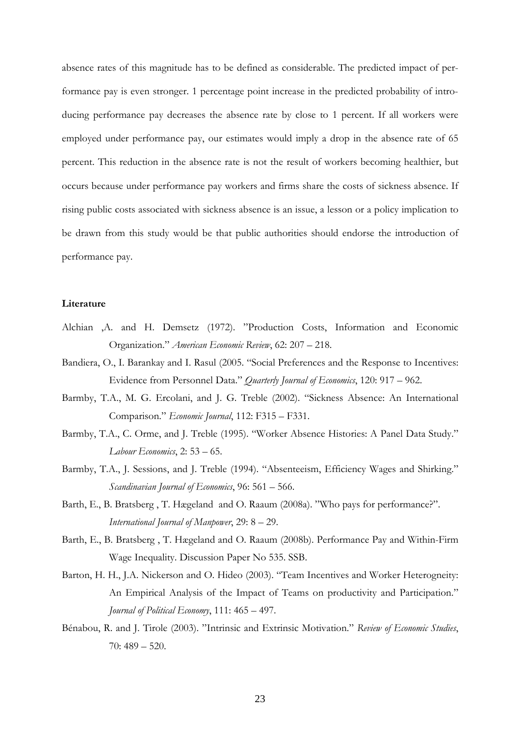absence rates of this magnitude has to be defined as considerable. The predicted impact of performance pay is even stronger. 1 percentage point increase in the predicted probability of introducing performance pay decreases the absence rate by close to 1 percent. If all workers were employed under performance pay, our estimates would imply a drop in the absence rate of 65 percent. This reduction in the absence rate is not the result of workers becoming healthier, but occurs because under performance pay workers and firms share the costs of sickness absence. If rising public costs associated with sickness absence is an issue, a lesson or a policy implication to be drawn from this study would be that public authorities should endorse the introduction of performance pay.

**Literature**

Alchian ,A. and H. Demsetz (1972). "Production Costs, Information and Economic Organization." *American Economic Review*, 62: 207 – 218.

Bandiera, O., I. Barankay and I. Rasul (2005. "Social Preferences and the Response to Incentives: Evidence from Personnel Data." *Quarterly Journal of Economics*, 120: 917 – 962.

Barmby, T.A., M. G. Ercolani, and J. G. Treble (2002). "Sickness Absence: An International Comparison." *Economic Journal*, 112: F315 – F331.

Barmby, T.A., C. Orme, and J. Treble (1995). "Worker Absence Histories: A Panel Data Study." *Labour Economics*, 2: 53 – 65.

Barmby, T.A., J. Sessions, and J. Treble (1994). "Absenteeism, Efficiency Wages and Shirking." *Scandinavian Journal of Economics*, 96: 561 – 566.

Barth, E., B. Bratsberg , T. Hægeland and O. Raaum (2008a). "Who pays for performance?". *International Journal of Manpower*, 29: 8 – 29.

Barth, E., B. Bratsberg , T. Hægeland and O. Raaum (2008b). Performance Pay and Within-Firm Wage Inequality. Discussion Paper No 535. SSB.

Barton, H. H., J.A. Nickerson and O. Hideo (2003). "Team Incentives and Worker Heterogneity: An Empirical Analysis of the Impact of Teams on productivity and Participation." *Journal of Political Economy*, 111: 465 – 497.

Bénabou, R. and J. Tirole (2003). "Intrinsic and Extrinsic Motivation." *Review of Economic Studies*, 70: 489 – 520.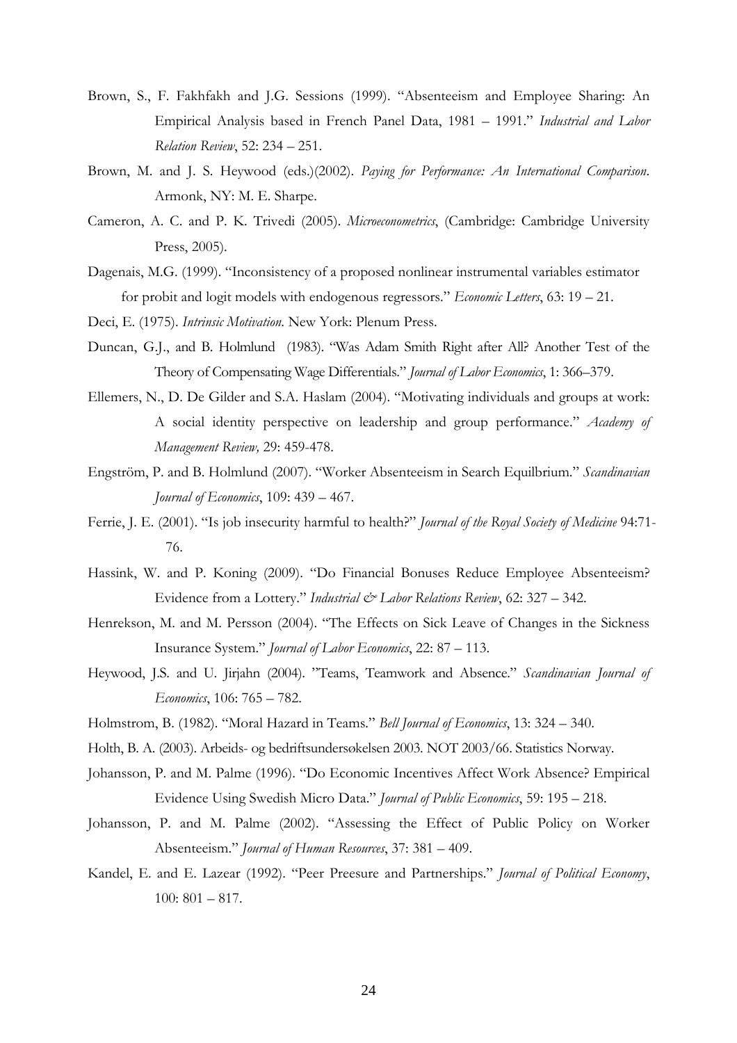Brown, S., F. Fakhfakh and J.G. Sessions (1999). "Absenteeism and Employee Sharing: An Empirical Analysis based in French Panel Data, 1981 – 1991." *Industrial and Labor Relation Review*, 52: 234 – 251.

Brown, M. and J. S. Heywood (eds.)(2002). *Paying for Performance: An International Comparison*. Armonk, NY: M. E. Sharpe.

Cameron, A. C. and P. K. Trivedi (2005). *Microeconometrics*, (Cambridge: Cambridge University Press, 2005).

Dagenais, M.G. (1999). "Inconsistency of a proposed nonlinear instrumental variables estimator for probit and logit models with endogenous regressors." *Economic Letters*, 63: 19 – 21.

Deci, E. (1975). *Intrinsic Motivation*. New York: Plenum Press.

Duncan, G.J., and B. Holmlund (1983). "Was Adam Smith Right after All? Another Test of the Theory of Compensating Wage Differentials." *Journal of Labor Economics*, 1: 366–379.

Ellemers, N., D. De Gilder and S.A. Haslam (2004). "Motivating individuals and groups at work: A social identity perspective on leadership and group performance." *Academy of Management Review,* 29: 459-478.

Engström, P. and B. Holmlund (2007). "Worker Absenteeism in Search Equilbrium." *Scandinavian Journal of Economics*, 109: 439 – 467.

Ferrie, J. E. (2001). "Is job insecurity harmful to health?" *Journal of the Royal Society of Medicine* 94:71-76.

Hassink, W. and P. Koning (2009). "Do Financial Bonuses Reduce Employee Absenteeism? Evidence from a Lottery." *Industrial & Labor Relations Review*, 62: 327 – 342.

Henrekson, M. and M. Persson (2004). "The Effects on Sick Leave of Changes in the Sickness Insurance System." *Journal of Labor Economics*, 22: 87 – 113.

Heywood, J.S. and U. Jirjahn (2004). "Teams, Teamwork and Absence." *Scandinavian Journal of Economics*, 106: 765 – 782.

Holmstrom, B. (1982). "Moral Hazard in Teams." *Bell Journal of Economics*, 13: 324 – 340.

Holth, B. A. (2003). Arbeids- og bedriftsundersøkelsen 2003. NOT 2003/66. Statistics Norway.

Johansson, P. and M. Palme (1996). "Do Economic Incentives Affect Work Absence? Empirical Evidence Using Swedish Micro Data." *Journal of Public Economics*, 59: 195 – 218.

Johansson, P. and M. Palme (2002). "Assessing the Effect of Public Policy on Worker Absenteeism." *Journal of Human Resources*, 37: 381 – 409.

Kandel, E. and E. Lazear (1992). "Peer Preesure and Partnerships." *Journal of Political Economy*, 100: 801 – 817.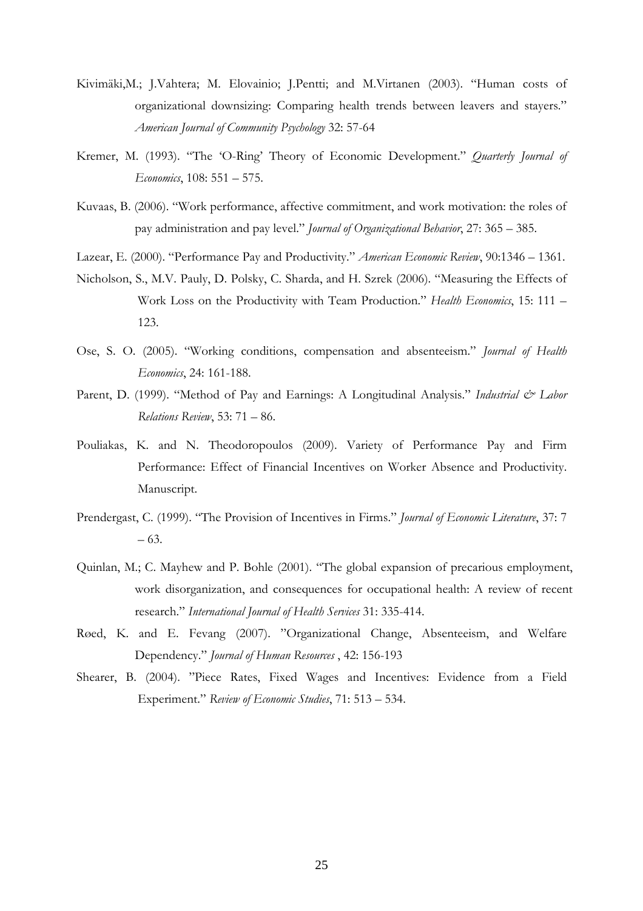Kivimäki,M.; J.Vahtera; M. Elovainio; J.Pentti; and M.Virtanen (2003). "Human costs of organizational downsizing: Comparing health trends between leavers and stayers." *American Journal of Community Psychology* 32: 57-64

Kremer, M. (1993). "The 'O-Ring' Theory of Economic Development." *Quarterly Journal of Economics*, 108: 551 – 575.

Kuvaas, B. (2006). "Work performance, affective commitment, and work motivation: the roles of pay administration and pay level." *Journal of Organizational Behavior*, 27: 365 – 385.

Lazear, E. (2000). "Performance Pay and Productivity." *American Economic Review*, 90:1346 – 1361.

Nicholson, S., M.V. Pauly, D. Polsky, C. Sharda, and H. Szrek (2006). "Measuring the Effects of Work Loss on the Productivity with Team Production." *Health Economics*, 15: 111 – 123.

Ose, S. O. (2005). "Working conditions, compensation and absenteeism." *Journal of Health Economics*, 24: 161-188.

Parent, D. (1999). "Method of Pay and Earnings: A Longitudinal Analysis." *Industrial & Labor Relations Review*, 53: 71 – 86.

Pouliakas, K. and N. Theodoropoulos (2009). Variety of Performance Pay and Firm Performance: Effect of Financial Incentives on Worker Absence and Productivity. Manuscript.

Prendergast, C. (1999). "The Provision of Incentives in Firms." *Journal of Economic Literature*, 37: 7 – 63.

Quinlan, M.; C. Mayhew and P. Bohle (2001). "The global expansion of precarious employment, work disorganization, and consequences for occupational health: A review of recent research." *International Journal of Health Services* 31: 335-414.

Røed, K. and E. Fevang (2007). "Organizational Change, Absenteeism, and Welfare Dependency." *Journal of Human Resources* , 42: 156-193

Shearer, B. (2004). "Piece Rates, Fixed Wages and Incentives: Evidence from a Field Experiment." *Review of Economic Studies*, 71: 513 – 534.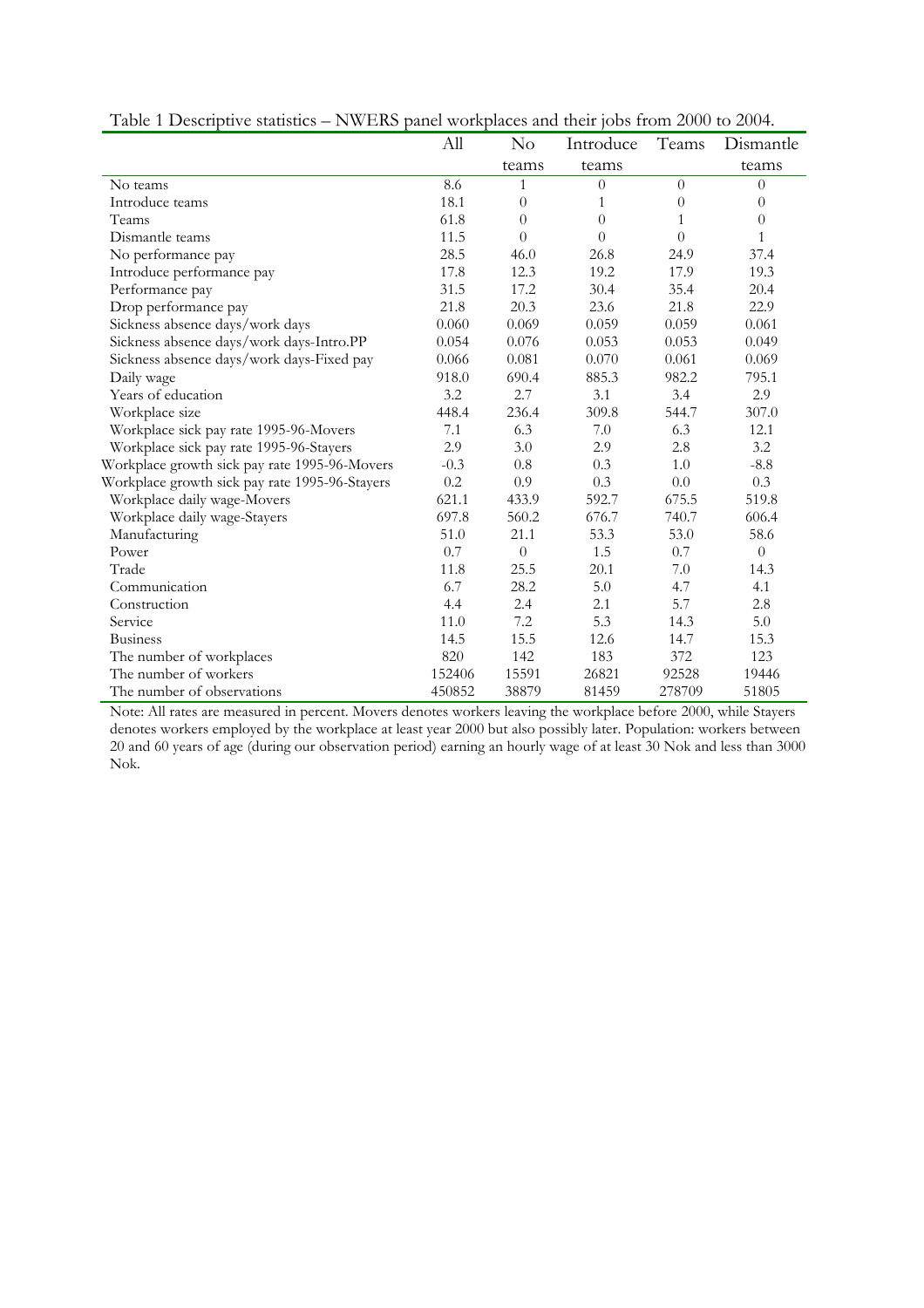Table 1 Descriptive statistics – NWERS panel workplaces and their jobs from 2000 to 2004.

| | All | No teams | Introduce teams | Teams | Dismantle teams |
|---|---|---|---|---|---|
| No teams | 8.6 | 1 | 0 | 0 | 0 |
| Introduce teams | 18.1 | 0 | 1 | 0 | 0 |
| Teams | 61.8 | 0 | 0 | 1 | 0 |
| Dismantle teams | 11.5 | 0 | 0 | 0 | 1 |
| No performance pay | 28.5 | 46.0 | 26.8 | 24.9 | 37.4 |
| Introduce performance pay | 17.8 | 12.3 | 19.2 | 17.9 | 19.3 |
| Performance pay | 31.5 | 17.2 | 30.4 | 35.4 | 20.4 |
| Drop performance pay | 21.8 | 20.3 | 23.6 | 21.8 | 22.9 |
| Sickness absence days/work days | 0.060 | 0.069 | 0.059 | 0.059 | 0.061 |
| Sickness absence days/work days-Intro.PP | 0.054 | 0.076 | 0.053 | 0.053 | 0.049 |
| Sickness absence days/work days-Fixed pay | 0.066 | 0.081 | 0.070 | 0.061 | 0.069 |
| Daily wage | 918.0 | 690.4 | 885.3 | 982.2 | 795.1 |
| Years of education | 3.2 | 2.7 | 3.1 | 3.4 | 2.9 |
| Workplace size | 448.4 | 236.4 | 309.8 | 544.7 | 307.0 |
| Workplace sick pay rate 1995-96-Movers | 7.1 | 6.3 | 7.0 | 6.3 | 12.1 |
| Workplace sick pay rate 1995-96-Stayers | 2.9 | 3.0 | 2.9 | 2.8 | 3.2 |
| Workplace growth sick pay rate 1995-96-Movers | -0.3 | 0.8 | 0.3 | 1.0 | -8.8 |
| Workplace growth sick pay rate 1995-96-Stayers | 0.2 | 0.9 | 0.3 | 0.0 | 0.3 |
| Workplace daily wage-Movers | 621.1 | 433.9 | 592.7 | 675.5 | 519.8 |
| Workplace daily wage-Stayers | 697.8 | 560.2 | 676.7 | 740.7 | 606.4 |
| Manufacturing | 51.0 | 21.1 | 53.3 | 53.0 | 58.6 |
| Power | 0.7 | 0 | 1.5 | 0.7 | 0 |
| Trade | 11.8 | 25.5 | 20.1 | 7.0 | 14.3 |
| Communication | 6.7 | 28.2 | 5.0 | 4.7 | 4.1 |
| Construction | 4.4 | 2.4 | 2.1 | 5.7 | 2.8 |
| Service | 11.0 | 7.2 | 5.3 | 14.3 | 5.0 |
| Business | 14.5 | 15.5 | 12.6 | 14.7 | 15.3 |
| The number of workplaces | 820 | 142 | 183 | 372 | 123 |
| The number of workers | 152406 | 15591 | 26821 | 92528 | 19446 |
| The number of observations | 450852 | 38879 | 81459 | 278709 | 51805 |

Note: All rates are measured in percent. Movers denotes workers leaving the workplace before 2000, while Stayers denotes workers employed by the workplace at least year 2000 but also possibly later. Population: workers between 20 and 60 years of age (during our observation period) earning an hourly wage of at least 30 Nok and less than 3000 Nok.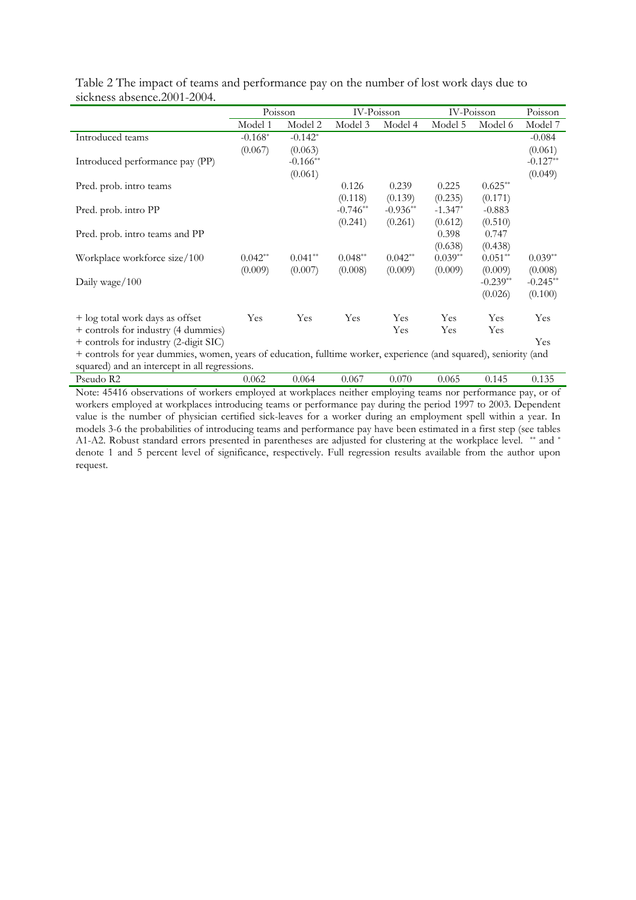Table 2 The impact of teams and performance pay on the number of lost work days due to sickness absence.2001-2004.

| | Poisson | | IV-Poisson | | IV-Poisson | | Poisson |
|---|---|---|---|---|---|---|---|
| | Model 1 | Model 2 | Model 3 | Model 4 | Model 5 | Model 6 | Model 7 |
| Introduced teams | -0.168* | -0.142* | | | | | -0.084 |
| | (0.067) | (0.063) | | | | | (0.061) |
| Introduced performance pay (PP) | | -0.166** | | | | | -0.127** |
| | | (0.061) | | | | | (0.049) |
| Pred. prob. intro teams | | | 0.126 | 0.239 | 0.225 | 0.625** | |
| | | | (0.118) | (0.139) | (0.235) | (0.171) | |
| Pred. prob. intro PP | | | -0.746** | -0.936** | -1.347* | -0.883 | |
| | | | (0.241) | (0.261) | (0.612) | (0.510) | |
| Pred. prob. intro teams and PP | | | | | 0.398 | 0.747 | |
| | | | | | (0.638) | (0.438) | |
| Workplace workforce size/100 | 0.042** | 0.041** | 0.048** | 0.042** | 0.039** | 0.051** | 0.039** |
| | (0.009) | (0.007) | (0.008) | (0.009) | (0.009) | (0.009) | (0.008) |
| Daily wage/100 | | | | | | -0.239** | -0.245** |
| | | | | | | (0.026) | (0.100) |
| + log total work days as offset | Yes | Yes | Yes | Yes | Yes | Yes | Yes |
| + controls for industry (4 dummies) | | | | Yes | Yes | Yes | |
| + controls for industry (2-digit SIC) | | | | | | | Yes |
| + controls for year dummies, women, years of education, fulltime worker, experience (and squared), seniority (and squared) and an intercept in all regressions. | | | | | | | |
| Pseudo R2 | 0.062 | 0.064 | 0.067 | 0.070 | 0.065 | 0.145 | 0.135 |

Note: 45416 observations of workers employed at workplaces neither employing teams nor performance pay, or of workers employed at workplaces introducing teams or performance pay during the period 1997 to 2003. Dependent value is the number of physician certified sick-leaves for a worker during an employment spell within a year. In models 3-6 the probabilities of introducing teams and performance pay have been estimated in a first step (see tables A1-A2. Robust standard errors presented in parentheses are adjusted for clustering at the workplace level. ** and * denote 1 and 5 percent level of significance, respectively. Full regression results available from the author upon request.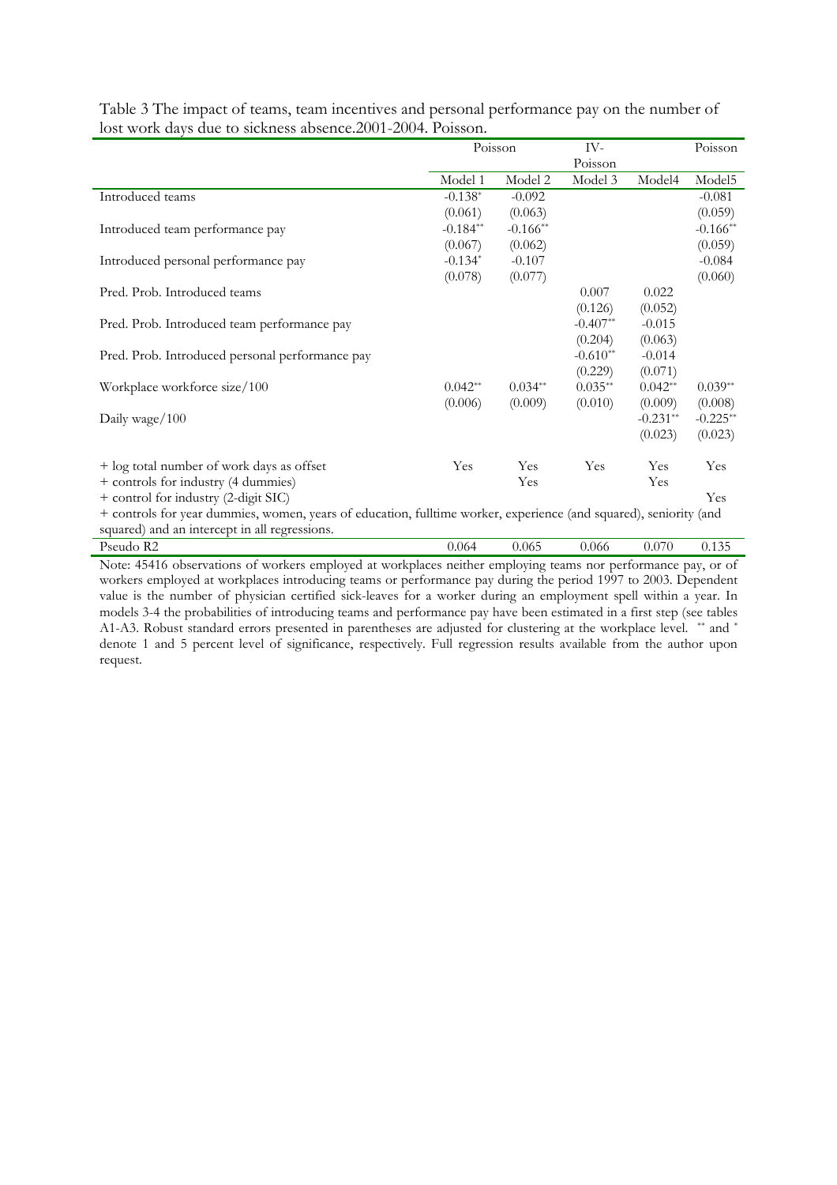Table 3 The impact of teams, team incentives and personal performance pay on the number of lost work days due to sickness absence.2001-2004. Poisson.

| | Poisson | | IV-Poisson | | Poisson |
|---|---|---|---|---|---|
| | Model 1 | Model 2 | Model 3 | Model4 | Model5 |
| Introduced teams | -0.138* | -0.092 | | | -0.081 |
| | (0.061) | (0.063) | | | (0.059) |
| Introduced team performance pay | -0.184** | -0.166** | | | -0.166** |
| | (0.067) | (0.062) | | | (0.059) |
| Introduced personal performance pay | -0.134* | -0.107 | | | -0.084 |
| | (0.078) | (0.077) | | | (0.060) |
| Pred. Prob. Introduced teams | | | 0.007 | 0.022 | |
| | | | (0.126) | (0.052) | |
| Pred. Prob. Introduced team performance pay | | | -0.407** | -0.015 | |
| | | | (0.204) | (0.063) | |
| Pred. Prob. Introduced personal performance pay | | | -0.610** | -0.014 | |
| | | | (0.229) | (0.071) | |
| Workplace workforce size/100 | 0.042** | 0.034** | 0.035** | 0.042** | 0.039** |
| | (0.006) | (0.009) | (0.010) | (0.009) | (0.008) |
| Daily wage/100 | | | | -0.231** | -0.225** |
| | | | | (0.023) | (0.023) |
| + log total number of work days as offset | Yes | Yes | Yes | Yes | Yes |
| + controls for industry (4 dummies) | | Yes | | Yes | |
| + control for industry (2-digit SIC) | | | | | Yes |
| + controls for year dummies, women, years of education, fulltime worker, experience (and squared), seniority (and squared) and an intercept in all regressions. | | | | | |
| Pseudo R2 | 0.064 | 0.065 | 0.066 | 0.070 | 0.135 |

Note: 45416 observations of workers employed at workplaces neither employing teams nor performance pay, or of workers employed at workplaces introducing teams or performance pay during the period 1997 to 2003. Dependent value is the number of physician certified sick-leaves for a worker during an employment spell within a year. In models 3-4 the probabilities of introducing teams and performance pay have been estimated in a first step (see tables A1-A3. Robust standard errors presented in parentheses are adjusted for clustering at the workplace level. ** and * denote 1 and 5 percent level of significance, respectively. Full regression results available from the author upon request.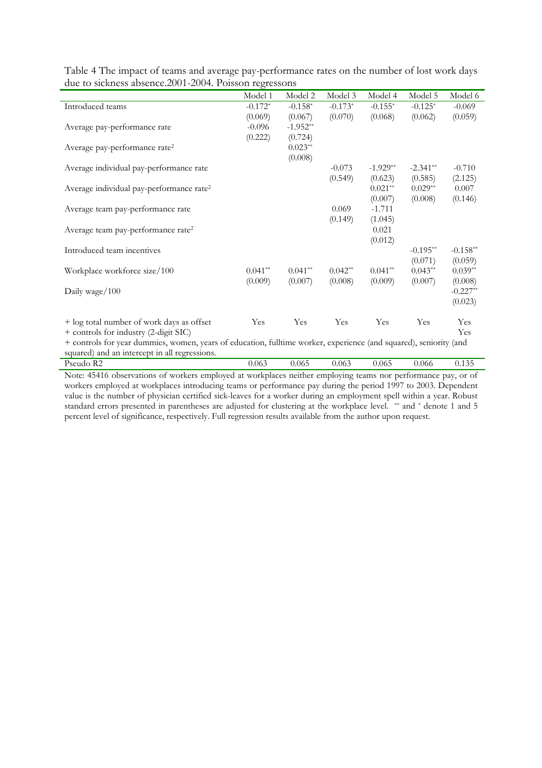Table 4 The impact of teams and average pay-performance rates on the number of lost work days due to sickness absence.2001-2004. Poisson regressons

| | Model 1 | Model 2 | Model 3 | Model 4 | Model 5 | Model 6 |
|---|---|---|---|---|---|---|
| Introduced teams | -0.172* | -0.158* | -0.173* | -0.155* | -0.125* | -0.069 |
| | (0.069) | (0.067) | (0.070) | (0.068) | (0.062) | (0.059) |
| Average pay-performance rate | -0.096 | -1.952** | | | | |
| | (0.222) | (0.724) | | | | |
| Average pay-performance rate² | | 0.023** | | | | |
| | | (0.008) | | | | |
| Average individual pay-performance rate | | | -0.073 | -1.929** | -2.341** | -0.710 |
| | | | (0.549) | (0.623) | (0.585) | (2.125) |
| Average individual pay-performance rate² | | | | 0.021** | 0.029** | 0.007 |
| | | | | (0.007) | (0.008) | (0.146) |
| Average team pay-performance rate | | | 0.069 | -1.711 | | |
| | | | (0.149) | (1.045) | | |
| Average team pay-performance rate² | | | | 0.021 | | |
| | | | | (0.012) | | |
| Introduced team incentives | | | | | -0.195** | -0.158** |
| | | | | | (0.071) | (0.059) |
| Workplace workforce size/100 | 0.041** | 0.041** | 0.042** | 0.041** | 0.043** | 0.039** |
| | (0.009) | (0.007) | (0.008) | (0.009) | (0.007) | (0.008) |
| Daily wage/100 | | | | | | -0.227** |
| | | | | | | (0.023) |
| + log total number of work days as offset | Yes | Yes | Yes | Yes | Yes | Yes |
| + controls for industry (2-digit SIC) | | | | | | Yes |
| + controls for year dummies, women, years of education, fulltime worker, experience (and squared), seniority (and squared) and an intercept in all regressions. | | | | | | |
| Pseudo R2 | 0.063 | 0.065 | 0.063 | 0.065 | 0.066 | 0.135 |

Note: 45416 observations of workers employed at workplaces neither employing teams nor performance pay, or of workers employed at workplaces introducing teams or performance pay during the period 1997 to 2003. Dependent value is the number of physician certified sick-leaves for a worker during an employment spell within a year. Robust standard errors presented in parentheses are adjusted for clustering at the workplace level. ** and * denote 1 and 5 percent level of significance, respectively. Full regression results available from the author upon request.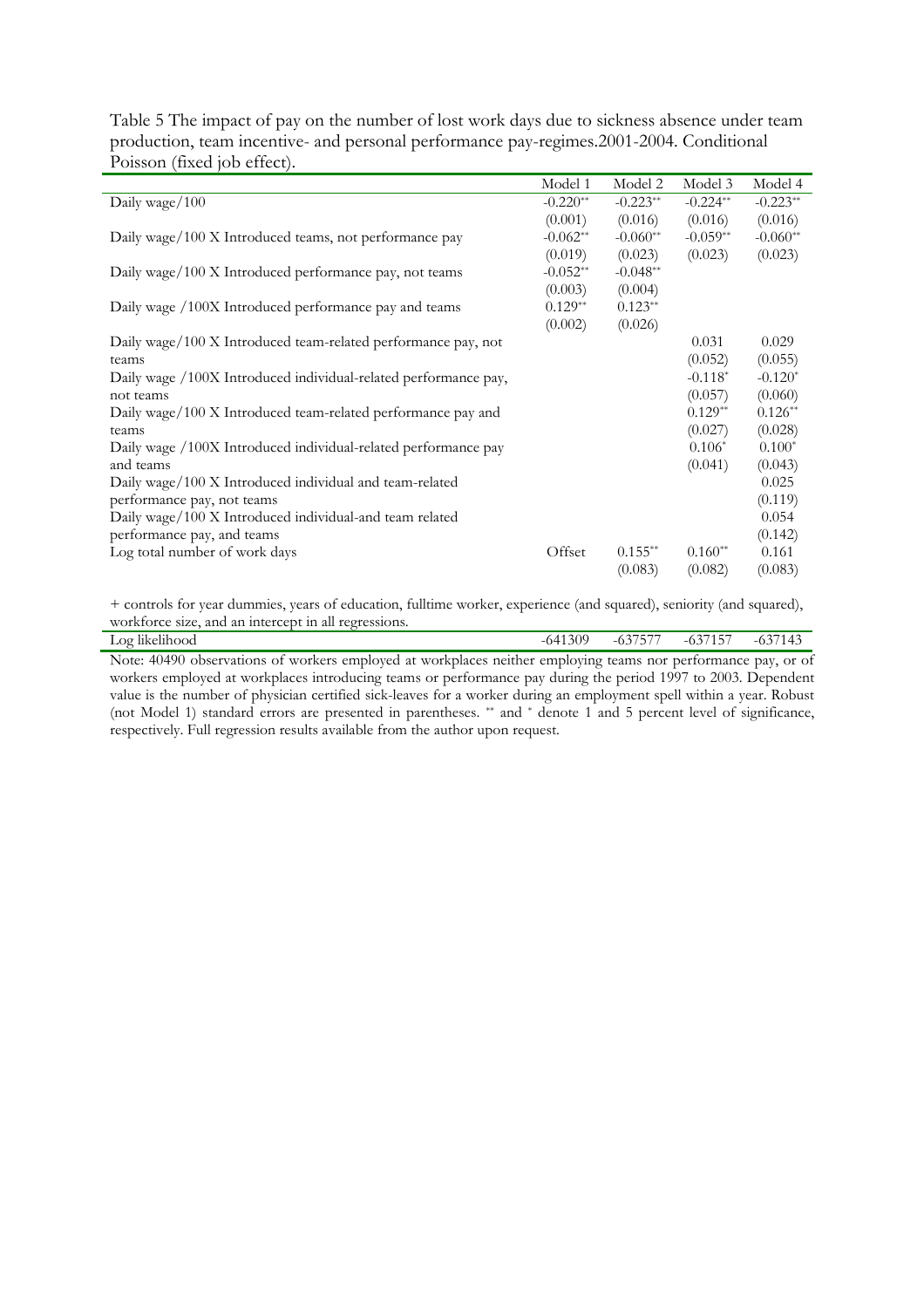Table 5 The impact of pay on the number of lost work days due to sickness absence under team production, team incentive- and personal performance pay-regimes.2001-2004. Conditional Poisson (fixed job effect).

| | Model 1 | Model 2 | Model 3 | Model 4 |
|---|---|---|---|---|
| Daily wage/100 | -0.220** | -0.223** | -0.224** | -0.223** |
| | (0.001) | (0.016) | (0.016) | (0.016) |
| Daily wage/100 X Introduced teams, not performance pay | -0.062** | -0.060** | -0.059** | -0.060** |
| | (0.019) | (0.023) | (0.023) | (0.023) |
| Daily wage/100 X Introduced performance pay, not teams | -0.052** | -0.048** | | |
| | (0.003) | (0.004) | | |
| Daily wage /100X Introduced performance pay and teams | 0.129** | 0.123** | | |
| | (0.002) | (0.026) | | |
| Daily wage/100 X Introduced team-related performance pay, not teams | | | 0.031 | 0.029 |
| | | | (0.052) | (0.055) |
| Daily wage /100X Introduced individual-related performance pay, not teams | | | -0.118* | -0.120* |
| | | | (0.057) | (0.060) |
| Daily wage/100 X Introduced team-related performance pay and teams | | | 0.129** | 0.126** |
| | | | (0.027) | (0.028) |
| Daily wage /100X Introduced individual-related performance pay and teams | | | 0.106* | 0.100* |
| | | | (0.041) | (0.043) |
| Daily wage/100 X Introduced individual and team-related performance pay, not teams | | | | 0.025 |
| | | | | (0.119) |
| Daily wage/100 X Introduced individual-and team related performance pay, and teams | | | | 0.054 |
| | | | | (0.142) |
| Log total number of work days | Offset | 0.155** | 0.160** | 0.161 |
| | | (0.083) | (0.082) | (0.083) |
| + controls for year dummies, years of education, fulltime worker, experience (and squared), seniority (and squared), workforce size, and an intercept in all regressions. | | | | |
| Log likelihood | -641309 | -637577 | -637157 | -637143 |

Note: 40490 observations of workers employed at workplaces neither employing teams nor performance pay, or of workers employed at workplaces introducing teams or performance pay during the period 1997 to 2003. Dependent value is the number of physician certified sick-leaves for a worker during an employment spell within a year. Robust (not Model 1) standard errors are presented in parentheses. ** and * denote 1 and 5 percent level of significance, respectively. Full regression results available from the author upon request.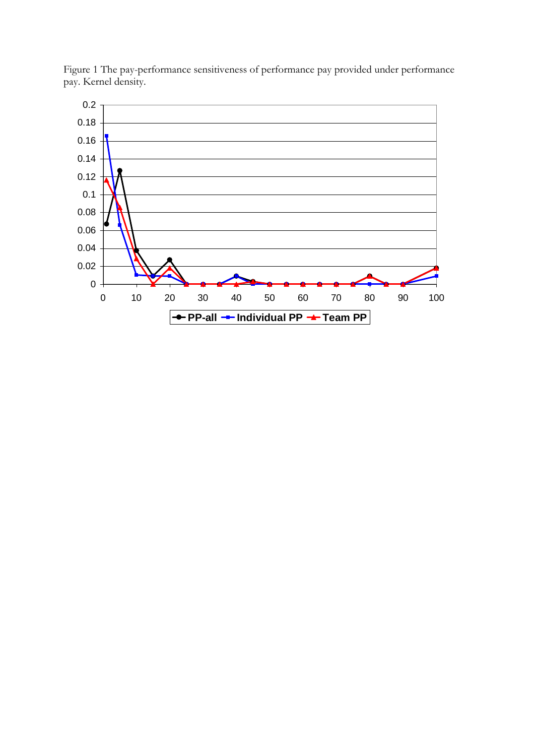Figure 1 The pay-performance sensitiveness of performance pay provided under performance pay. Kernel density.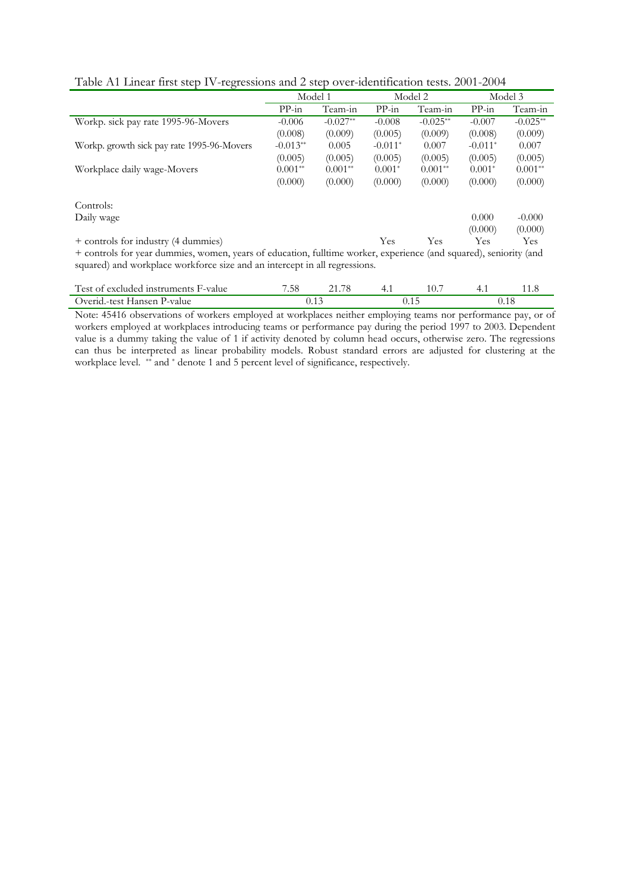Table A1 Linear first step IV-regressions and 2 step over-identification tests. 2001-2004

| | Model 1 | | Model 2 | | Model 3 | |
|---|---|---|---|---|---|---|
| | PP-in | Team-in | PP-in | Team-in | PP-in | Team-in |
| Workp. sick pay rate 1995-96-Movers | -0.006 | -0.027** | -0.008 | -0.025** | -0.007 | -0.025** |
| | (0.008) | (0.009) | (0.005) | (0.009) | (0.008) | (0.009) |
| Workp. growth sick pay rate 1995-96-Movers | -0.013** | 0.005 | -0.011* | 0.007 | -0.011* | 0.007 |
| | (0.005) | (0.005) | (0.005) | (0.005) | (0.005) | (0.005) |
| Workplace daily wage-Movers | 0.001** | 0.001** | 0.001* | 0.001** | 0.001* | 0.001** |
| | (0.000) | (0.000) | (0.000) | (0.000) | (0.000) | (0.000) |
| Controls: | | | | | | |
| Daily wage | | | | | 0.000 | -0.000 |
| | | | | | (0.000) | (0.000) |
| + controls for industry (4 dummies) | | | Yes | Yes | Yes | Yes |
| + controls for year dummies, women, years of education, fulltime worker, experience (and squared), seniority (and squared) and workplace workforce size and an intercept in all regressions. | | | | | | |
| Test of excluded instruments F-value | 7.58 | 21.78 | 4.1 | 10.7 | 4.1 | 11.8 |
| Overid.-test Hansen P-value | 0.13 | | 0.15 | | 0.18 | |

Note: 45416 observations of workers employed at workplaces neither employing teams nor performance pay, or of workers employed at workplaces introducing teams or performance pay during the period 1997 to 2003. Dependent value is a dummy taking the value of 1 if activity denoted by column head occurs, otherwise zero. The regressions can thus be interpreted as linear probability models. Robust standard errors are adjusted for clustering at the workplace level. ** and * denote 1 and 5 percent level of significance, respectively.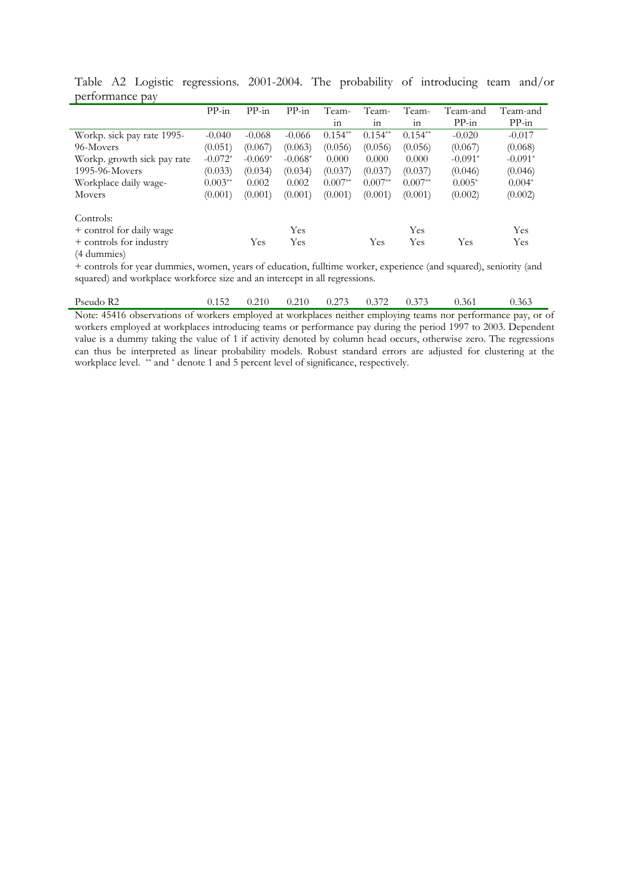Table A2 Logistic regressions. 2001-2004. The probability of introducing team and/or performance pay

| | PP-in | PP-in | PP-in | Team-in | Team-in | Team-in | Team-and PP-in | Team-and PP-in |
|---|---|---|---|---|---|---|---|---|
| Workp. sick pay rate 1995-96-Movers | -0.040 | -0.068 | -0.066 | 0.154** | 0.154** | 0.154** | -0.020 | -0.017 |
| | (0.051) | (0.067) | (0.063) | (0.056) | (0.056) | (0.056) | (0.067) | (0.068) |
| Workp. growth sick pay rate 1995-96-Movers | -0.072* | -0.069* | -0.068* | 0.000 | 0.000 | 0.000 | -0.091* | -0.091* |
| | (0.033) | (0.034) | (0.034) | (0.037) | (0.037) | (0.037) | (0.046) | (0.046) |
| Workplace daily wage-Movers | 0.003** | 0.002 | 0.002 | 0.007** | 0.007** | 0.007** | 0.005* | 0.004* |
| | (0.001) | (0.001) | (0.001) | (0.001) | (0.001) | (0.001) | (0.002) | (0.002) |
| Controls: | | | | | | | | |
| + control for daily wage | | | Yes | | | Yes | | Yes |
| + controls for industry (4 dummies) | | Yes | Yes | | Yes | Yes | Yes | Yes |
| + controls for year dummies, women, years of education, fulltime worker, experience (and squared), seniority (and squared) and workplace workforce size and an intercept in all regressions. | | | | | | | | |
| Pseudo R2 | 0.152 | 0.210 | 0.210 | 0.273 | 0.372 | 0.373 | 0.361 | 0.363 |

Note: 45416 observations of workers employed at workplaces neither employing teams nor performance pay, or of workers employed at workplaces introducing teams or performance pay during the period 1997 to 2003. Dependent value is a dummy taking the value of 1 if activity denoted by column head occurs, otherwise zero. The regressions can thus be interpreted as linear probability models. Robust standard errors are adjusted for clustering at the workplace level. ** and * denote 1 and 5 percent level of significance, respectively.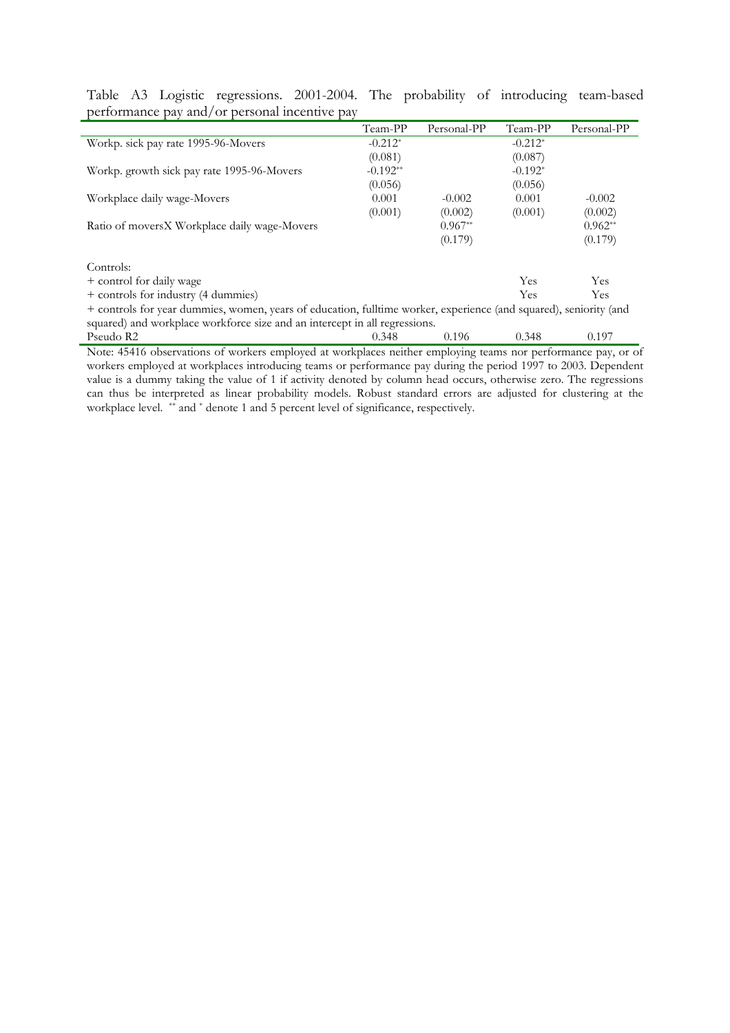Table A3 Logistic regressions. 2001-2004. The probability of introducing team-based performance pay and/or personal incentive pay

| | Team-PP | Personal-PP | Team-PP | Personal-PP |
|---|---|---|---|---|
| Workp. sick pay rate 1995-96-Movers | -0.212* | | -0.212* | |
| | (0.081) | | (0.087) | |
| Workp. growth sick pay rate 1995-96-Movers | -0.192** | | -0.192* | |
| | (0.056) | | (0.056) | |
| Workplace daily wage-Movers | 0.001 | -0.002 | 0.001 | -0.002 |
| | (0.001) | (0.002) | (0.001) | (0.002) |
| Ratio of moversX Workplace daily wage-Movers | | 0.967** | | 0.962** |
| | | (0.179) | | (0.179) |
| Controls: | | | | |
| + control for daily wage | | | Yes | Yes |
| + controls for industry (4 dummies) | | | Yes | Yes |
| + controls for year dummies, women, years of education, fulltime worker, experience (and squared), seniority (and squared) and workplace workforce size and an intercept in all regressions. | | | | |
| Pseudo R2 | 0.348 | 0.196 | 0.348 | 0.197 |

Note: 45416 observations of workers employed at workplaces neither employing teams nor performance pay, or of workers employed at workplaces introducing teams or performance pay during the period 1997 to 2003. Dependent value is a dummy taking the value of 1 if activity denoted by column head occurs, otherwise zero. The regressions can thus be interpreted as linear probability models. Robust standard errors are adjusted for clustering at the workplace level. ** and * denote 1 and 5 percent level of significance, respectively.